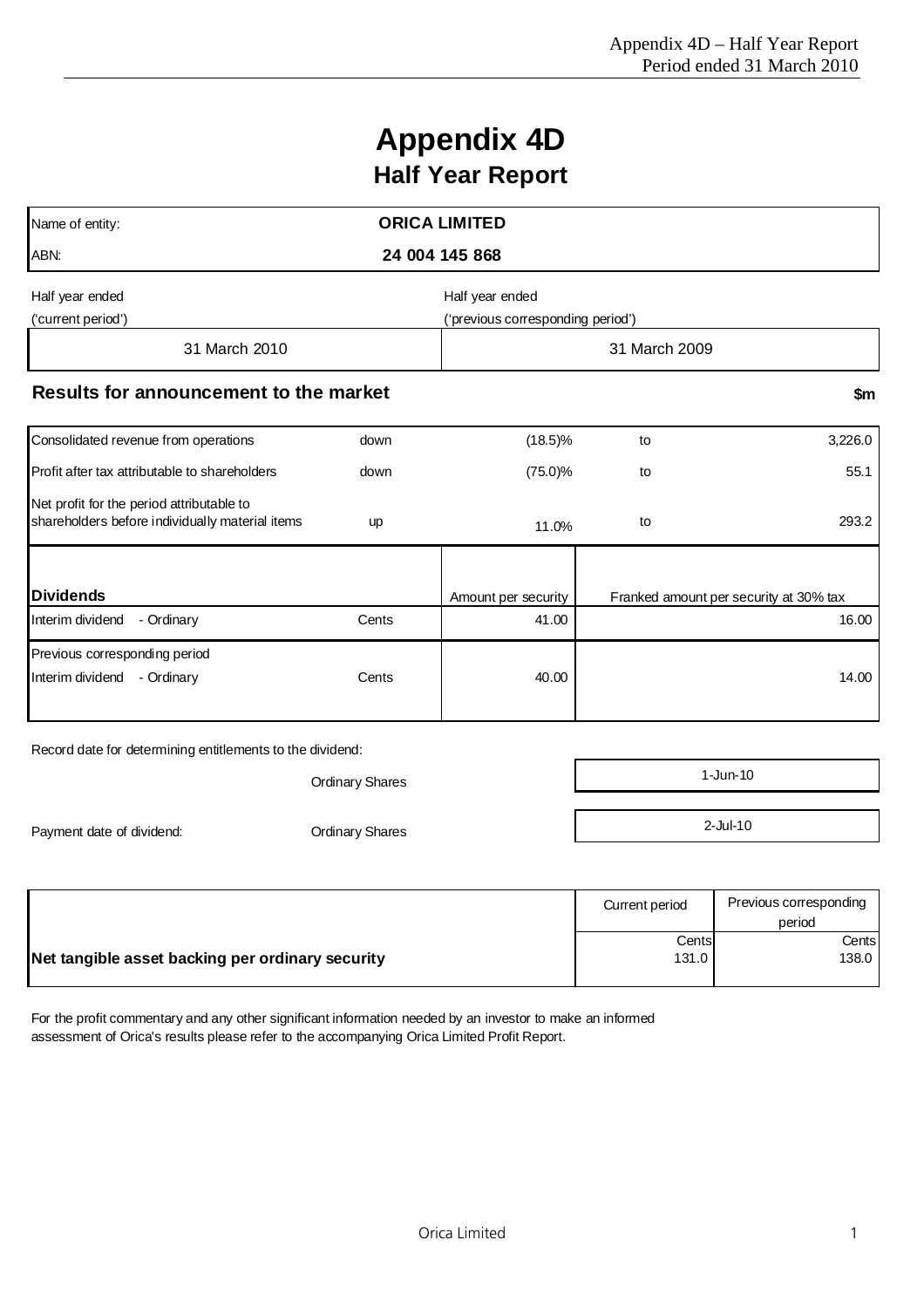# Appendix 4D
## Half Year Report

| | |
|---|---|
| Name of entity: | **ORICA LIMITED** |
| ABN: | **24 004 145 868** |

| Half year ended ('current period') | Half year ended ('previous corresponding period') |
|---|---|
| 31 March 2010 | 31 March 2009 |

### Results for announcement to the market

| | | | | $m |
|---|---|---|---|---|
| Consolidated revenue from operations | down | (18.5)% | to | 3,226.0 |
| Profit after tax attributable to shareholders | down | (75.0)% | to | 55.1 |
| Net profit for the period attributable to shareholders before individually material items | up | 11.0% | to | 293.2 |

| **Dividends** | | Amount per security | Franked amount per security at 30% tax |
|---|---|---|---|
| Interim dividend - Ordinary | Cents | 41.00 | 16.00 |
| Previous corresponding period | | | |
| Interim dividend - Ordinary | Cents | 40.00 | 14.00 |

Record date for determining entitlements to the dividend:

| | | |
|---|---|---|
| | Ordinary Shares | 1-Jun-10 |
| Payment date of dividend: | Ordinary Shares | 2-Jul-10 |

| | Current period | Previous corresponding period |
|---|---|---|
| | Cents | Cents |
| **Net tangible asset backing per ordinary security** | 131.0 | 138.0 |

For the profit commentary and any other significant information needed by an investor to make an informed assessment of Orica's results please refer to the accompanying Orica Limited Profit Report.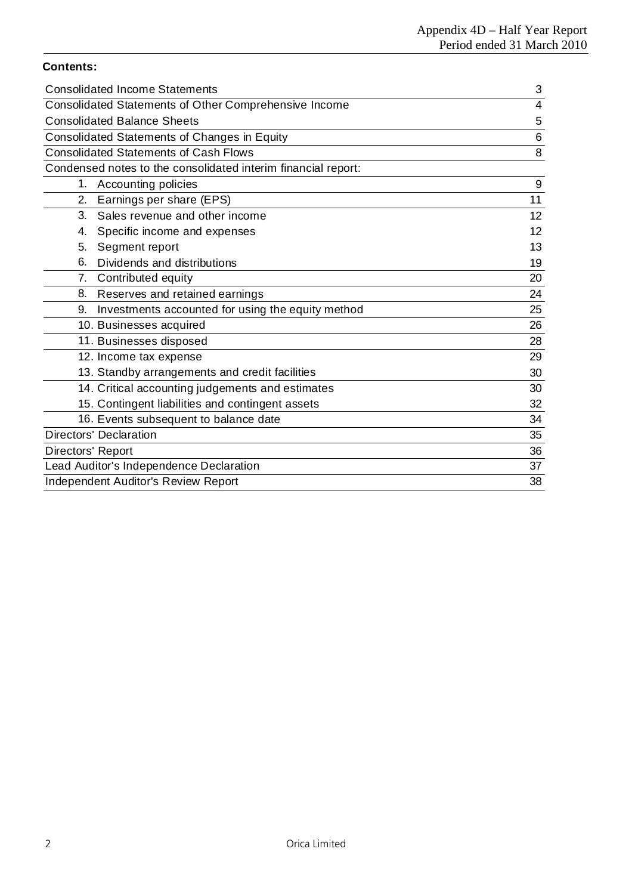**Contents:**

| | |
|---|---|
| Consolidated Income Statements | 3 |
| Consolidated Statements of Other Comprehensive Income | 4 |
| Consolidated Balance Sheets | 5 |
| Consolidated Statements of Changes in Equity | 6 |
| Consolidated Statements of Cash Flows | 8 |
| Condensed notes to the consolidated interim financial report: | |
| 1. Accounting policies | 9 |
| 2. Earnings per share (EPS) | 11 |
| 3. Sales revenue and other income | 12 |
| 4. Specific income and expenses | 12 |
| 5. Segment report | 13 |
| 6. Dividends and distributions | 19 |
| 7. Contributed equity | 20 |
| 8. Reserves and retained earnings | 24 |
| 9. Investments accounted for using the equity method | 25 |
| 10. Businesses acquired | 26 |
| 11. Businesses disposed | 28 |
| 12. Income tax expense | 29 |
| 13. Standby arrangements and credit facilities | 30 |
| 14. Critical accounting judgements and estimates | 30 |
| 15. Contingent liabilities and contingent assets | 32 |
| 16. Events subsequent to balance date | 34 |
| Directors' Declaration | 35 |
| Directors' Report | 36 |
| Lead Auditor's Independence Declaration | 37 |
| Independent Auditor's Review Report | 38 |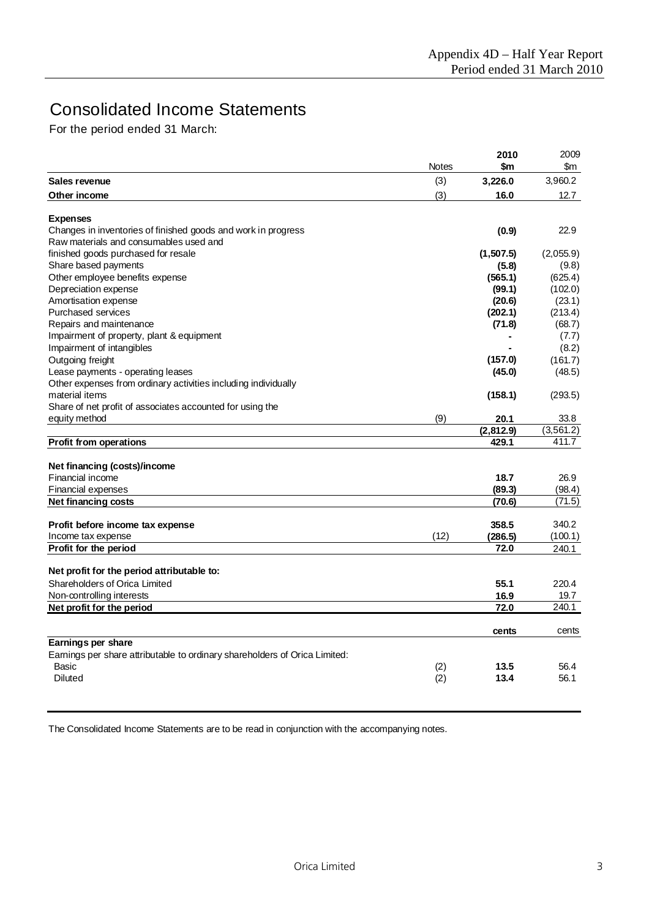# Consolidated Income Statements

For the period ended 31 March:

| | Notes | 2010 $m | 2009 $m |
|---|---|---|---|
| **Sales revenue** | (3) | **3,226.0** | 3,960.2 |
| **Other income** | (3) | **16.0** | 12.7 |
| | | | |
| **Expenses** | | | |
| Changes in inventories of finished goods and work in progress | | **(0.9)** | 22.9 |
| Raw materials and consumables used and finished goods purchased for resale | | **(1,507.5)** | (2,055.9) |
| Share based payments | | **(5.8)** | (9.8) |
| Other employee benefits expense | | **(565.1)** | (625.4) |
| Depreciation expense | | **(99.1)** | (102.0) |
| Amortisation expense | | **(20.6)** | (23.1) |
| Purchased services | | **(202.1)** | (213.4) |
| Repairs and maintenance | | **(71.8)** | (68.7) |
| Impairment of property, plant & equipment | | **-** | (7.7) |
| Impairment of intangibles | | **-** | (8.2) |
| Outgoing freight | | **(157.0)** | (161.7) |
| Lease payments - operating leases | | **(45.0)** | (48.5) |
| Other expenses from ordinary activities including individually material items | | **(158.1)** | (293.5) |
| Share of net profit of associates accounted for using the equity method | (9) | **20.1** | 33.8 |
| | | **(2,812.9)** | (3,561.2) |
| **Profit from operations** | | **429.1** | 411.7 |
| | | | |
| **Net financing (costs)/income** | | | |
| Financial income | | **18.7** | 26.9 |
| Financial expenses | | **(89.3)** | (98.4) |
| **Net financing costs** | | **(70.6)** | (71.5) |
| | | | |
| **Profit before income tax expense** | | **358.5** | 340.2 |
| Income tax expense | (12) | **(286.5)** | (100.1) |
| **Profit for the period** | | **72.0** | 240.1 |
| | | | |
| **Net profit for the period attributable to:** | | | |
| Shareholders of Orica Limited | | **55.1** | 220.4 |
| Non-controlling interests | | **16.9** | 19.7 |
| **Net profit for the period** | | **72.0** | 240.1 |
| | | | |
| | | **cents** | cents |
| **Earnings per share** | | | |
| Earnings per share attributable to ordinary shareholders of Orica Limited: | | | |
| Basic | (2) | **13.5** | 56.4 |
| Diluted | (2) | **13.4** | 56.1 |

The Consolidated Income Statements are to be read in conjunction with the accompanying notes.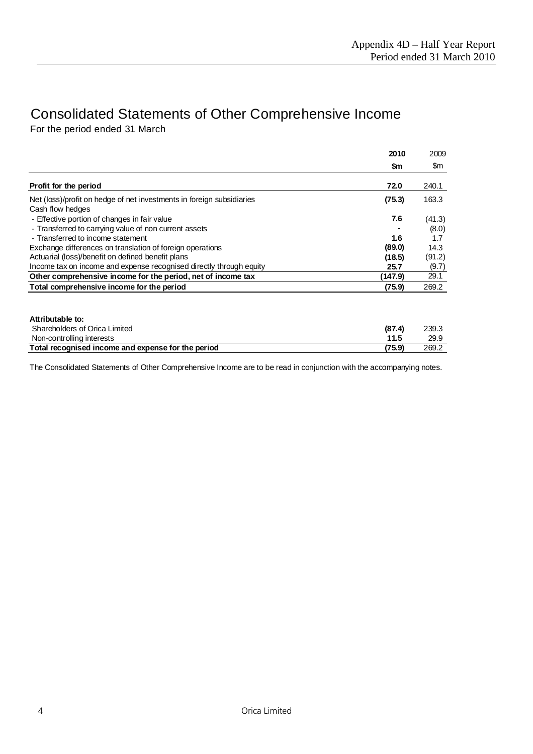# Consolidated Statements of Other Comprehensive Income

For the period ended 31 March

| | 2010 | 2009 |
|---|---|---|
| | $m | $m |
| **Profit for the period** | **72.0** | 240.1 |
| Net (loss)/profit on hedge of net investments in foreign subsidiaries | **(75.3)** | 163.3 |
| Cash flow hedges | | |
| - Effective portion of changes in fair value | **7.6** | (41.3) |
| - Transferred to carrying value of non current assets | **-** | (8.0) |
| - Transferred to income statement | **1.6** | 1.7 |
| Exchange differences on translation of foreign operations | **(89.0)** | 14.3 |
| Actuarial (loss)/benefit on defined benefit plans | **(18.5)** | (91.2) |
| Income tax on income and expense recognised directly through equity | **25.7** | (9.7) |
| **Other comprehensive income for the period, net of income tax** | **(147.9)** | 29.1 |
| **Total comprehensive income for the period** | **(75.9)** | 269.2 |

| | 2010 | 2009 |
|---|---|---|
| **Attributable to:** | | |
| Shareholders of Orica Limited | **(87.4)** | 239.3 |
| Non-controlling interests | **11.5** | 29.9 |
| **Total recognised income and expense for the period** | **(75.9)** | 269.2 |

The Consolidated Statements of Other Comprehensive Income are to be read in conjunction with the accompanying notes.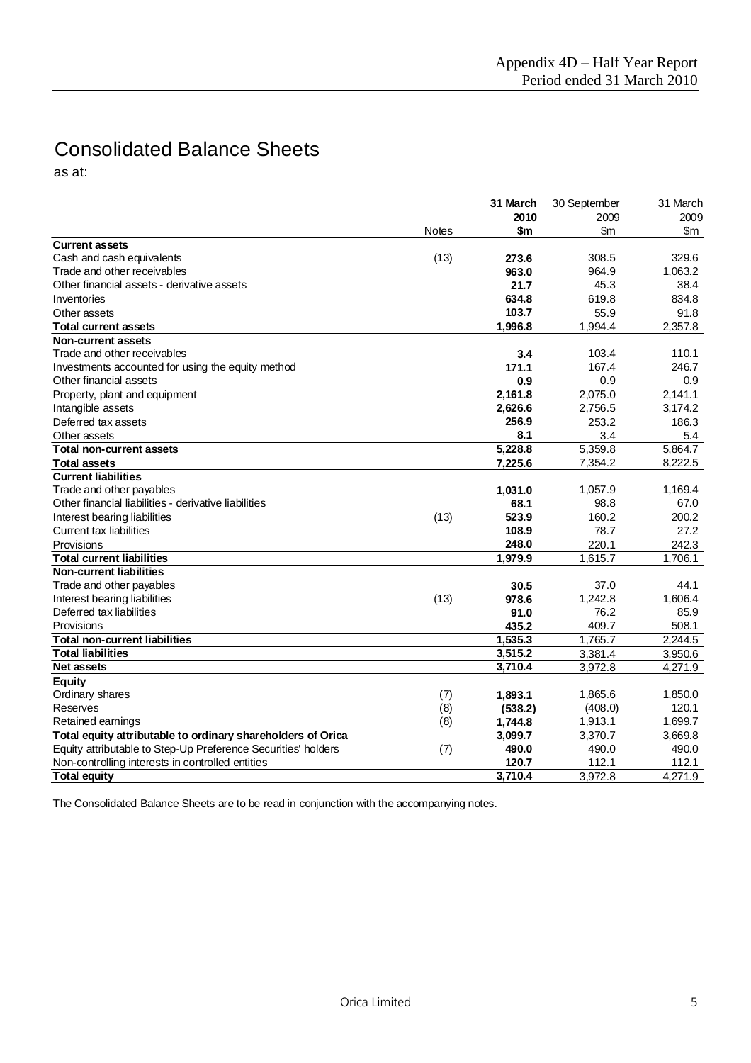# Consolidated Balance Sheets

as at:

| | Notes | 31 March 2010 $m | 30 September 2009 $m | 31 March 2009 $m |
|---|---|---|---|---|
| **Current assets** | | | | |
| Cash and cash equivalents | (13) | **273.6** | 308.5 | 329.6 |
| Trade and other receivables | | **963.0** | 964.9 | 1,063.2 |
| Other financial assets - derivative assets | | **21.7** | 45.3 | 38.4 |
| Inventories | | **634.8** | 619.8 | 834.8 |
| Other assets | | **103.7** | 55.9 | 91.8 |
| **Total current assets** | | **1,996.8** | 1,994.4 | 2,357.8 |
| **Non-current assets** | | | | |
| Trade and other receivables | | **3.4** | 103.4 | 110.1 |
| Investments accounted for using the equity method | | **171.1** | 167.4 | 246.7 |
| Other financial assets | | **0.9** | 0.9 | 0.9 |
| Property, plant and equipment | | **2,161.8** | 2,075.0 | 2,141.1 |
| Intangible assets | | **2,626.6** | 2,756.5 | 3,174.2 |
| Deferred tax assets | | **256.9** | 253.2 | 186.3 |
| Other assets | | **8.1** | 3.4 | 5.4 |
| **Total non-current assets** | | **5,228.8** | 5,359.8 | 5,864.7 |
| **Total assets** | | **7,225.6** | 7,354.2 | 8,222.5 |
| **Current liabilities** | | | | |
| Trade and other payables | | **1,031.0** | 1,057.9 | 1,169.4 |
| Other financial liabilities - derivative liabilities | | **68.1** | 98.8 | 67.0 |
| Interest bearing liabilities | (13) | **523.9** | 160.2 | 200.2 |
| Current tax liabilities | | **108.9** | 78.7 | 27.2 |
| Provisions | | **248.0** | 220.1 | 242.3 |
| **Total current liabilities** | | **1,979.9** | 1,615.7 | 1,706.1 |
| **Non-current liabilities** | | | | |
| Trade and other payables | | **30.5** | 37.0 | 44.1 |
| Interest bearing liabilities | (13) | **978.6** | 1,242.8 | 1,606.4 |
| Deferred tax liabilities | | **91.0** | 76.2 | 85.9 |
| Provisions | | **435.2** | 409.7 | 508.1 |
| **Total non-current liabilities** | | **1,535.3** | 1,765.7 | 2,244.5 |
| **Total liabilities** | | **3,515.2** | 3,381.4 | 3,950.6 |
| **Net assets** | | **3,710.4** | 3,972.8 | 4,271.9 |
| **Equity** | | | | |
| Ordinary shares | (7) | **1,893.1** | 1,865.6 | 1,850.0 |
| Reserves | (8) | **(538.2)** | (408.0) | 120.1 |
| Retained earnings | (8) | **1,744.8** | 1,913.1 | 1,699.7 |
| **Total equity attributable to ordinary shareholders of Orica** | | **3,099.7** | 3,370.7 | 3,669.8 |
| Equity attributable to Step-Up Preference Securities' holders | (7) | **490.0** | 490.0 | 490.0 |
| Non-controlling interests in controlled entities | | **120.7** | 112.1 | 112.1 |
| **Total equity** | | **3,710.4** | 3,972.8 | 4,271.9 |

The Consolidated Balance Sheets are to be read in conjunction with the accompanying notes.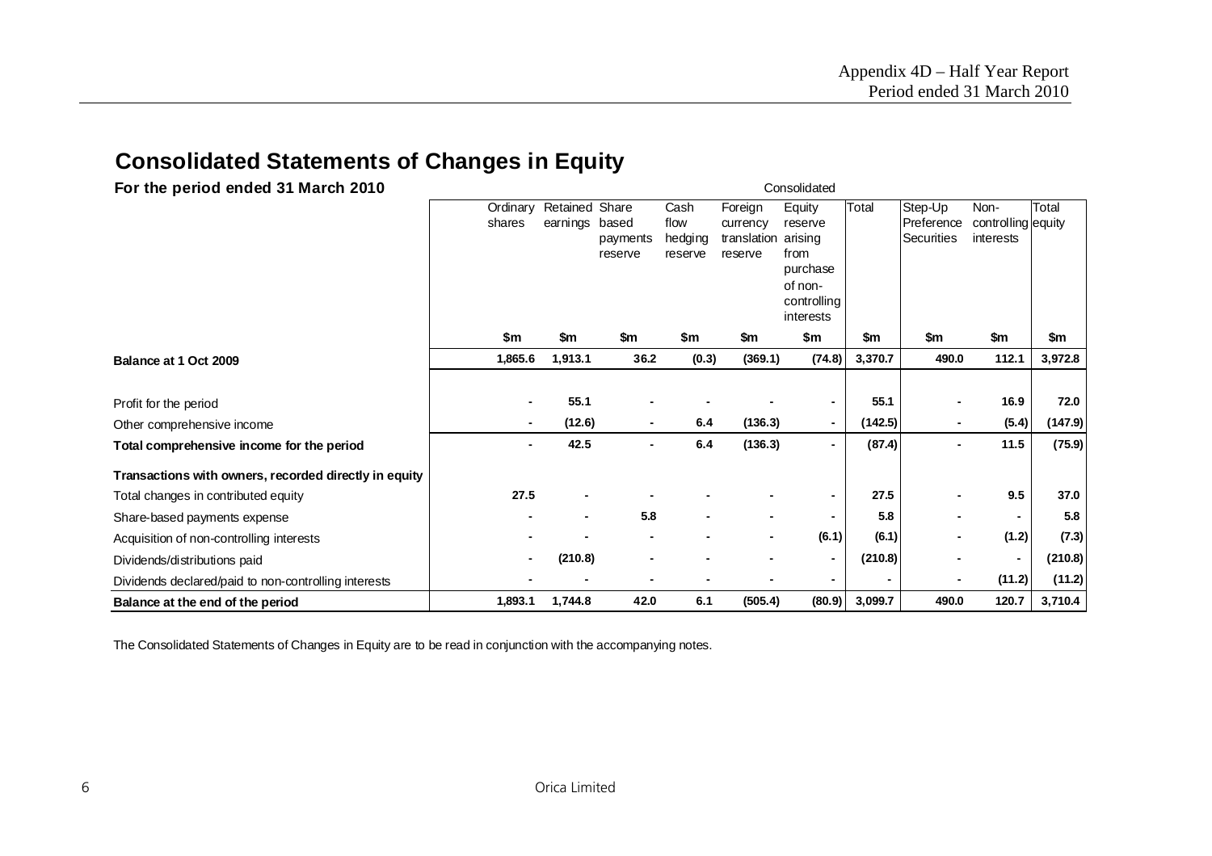## Consolidated Statements of Changes in Equity

**For the period ended 31 March 2010**

| | Consolidated | | | | | | | | | |
|---|---|---|---|---|---|---|---|---|---|---|
| | Ordinary shares | Retained earnings | Share based payments reserve | Cash flow hedging reserve | Foreign currency translation reserve | Equity reserve arising from purchase of non-controlling interests | Total | Step-Up Preference Securities | Non-controlling interests | Total equity |
| | $m | $m | $m | $m | $m | $m | $m | $m | $m | $m |
| **Balance at 1 Oct 2009** | **1,865.6** | **1,913.1** | **36.2** | **(0.3)** | **(369.1)** | **(74.8)** | **3,370.7** | **490.0** | **112.1** | **3,972.8** |
| Profit for the period | - | 55.1 | - | - | - | - | 55.1 | - | 16.9 | 72.0 |
| Other comprehensive income | - | (12.6) | - | 6.4 | (136.3) | - | (142.5) | - | (5.4) | (147.9) |
| **Total comprehensive income for the period** | - | 42.5 | - | 6.4 | (136.3) | - | (87.4) | - | 11.5 | (75.9) |
| **Transactions with owners, recorded directly in equity** | | | | | | | | | | |
| Total changes in contributed equity | 27.5 | - | - | - | - | - | 27.5 | - | 9.5 | 37.0 |
| Share-based payments expense | - | - | 5.8 | - | - | - | 5.8 | - | - | 5.8 |
| Acquisition of non-controlling interests | - | - | - | - | - | (6.1) | (6.1) | - | (1.2) | (7.3) |
| Dividends/distributions paid | - | (210.8) | - | - | - | - | (210.8) | - | - | (210.8) |
| Dividends declared/paid to non-controlling interests | - | - | - | - | - | - | - | - | (11.2) | (11.2) |
| **Balance at the end of the period** | **1,893.1** | **1,744.8** | **42.0** | **6.1** | **(505.4)** | **(80.9)** | **3,099.7** | **490.0** | **120.7** | **3,710.4** |

The Consolidated Statements of Changes in Equity are to be read in conjunction with the accompanying notes.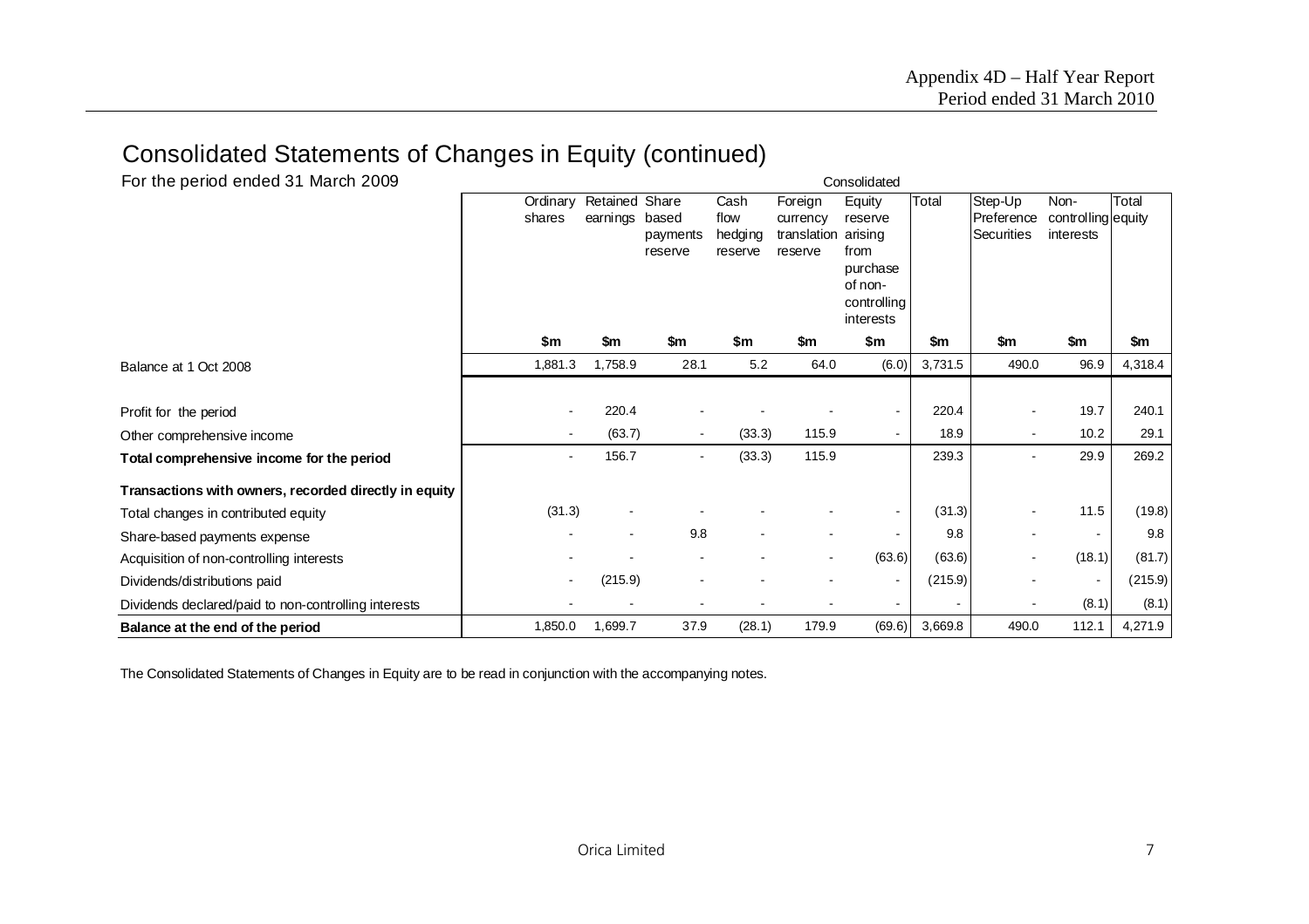# Consolidated Statements of Changes in Equity (continued)

For the period ended 31 March 2009

| | Consolidated | | | | | | | | | |
|---|---|---|---|---|---|---|---|---|---|---|
| | Ordinary shares | Retained earnings | Share based payments reserve | Cash flow hedging reserve | Foreign currency translation reserve | Equity reserve arising from purchase of non-controlling interests | Total | Step-Up Preference Securities | Non-controlling interests | Total equity |
| | $m | $m | $m | $m | $m | $m | $m | $m | $m | $m |
| Balance at 1 Oct 2008 | 1,881.3 | 1,758.9 | 28.1 | 5.2 | 64.0 | (6.0) | 3,731.5 | 490.0 | 96.9 | 4,318.4 |
| Profit for the period | - | 220.4 | - | - | - | - | 220.4 | - | 19.7 | 240.1 |
| Other comprehensive income | - | (63.7) | - | (33.3) | 115.9 | - | 18.9 | - | 10.2 | 29.1 |
| **Total comprehensive income for the period** | - | 156.7 | - | (33.3) | 115.9 | | 239.3 | - | 29.9 | 269.2 |
| **Transactions with owners, recorded directly in equity** | | | | | | | | | | |
| Total changes in contributed equity | (31.3) | - | - | - | - | - | (31.3) | - | 11.5 | (19.8) |
| Share-based payments expense | - | - | 9.8 | - | - | - | 9.8 | - | - | 9.8 |
| Acquisition of non-controlling interests | - | - | - | - | - | (63.6) | (63.6) | - | (18.1) | (81.7) |
| Dividends/distributions paid | - | (215.9) | - | - | - | - | (215.9) | - | - | (215.9) |
| Dividends declared/paid to non-controlling interests | - | - | - | - | - | - | - | - | (8.1) | (8.1) |
| **Balance at the end of the period** | 1,850.0 | 1,699.7 | 37.9 | (28.1) | 179.9 | (69.6) | 3,669.8 | 490.0 | 112.1 | 4,271.9 |

The Consolidated Statements of Changes in Equity are to be read in conjunction with the accompanying notes.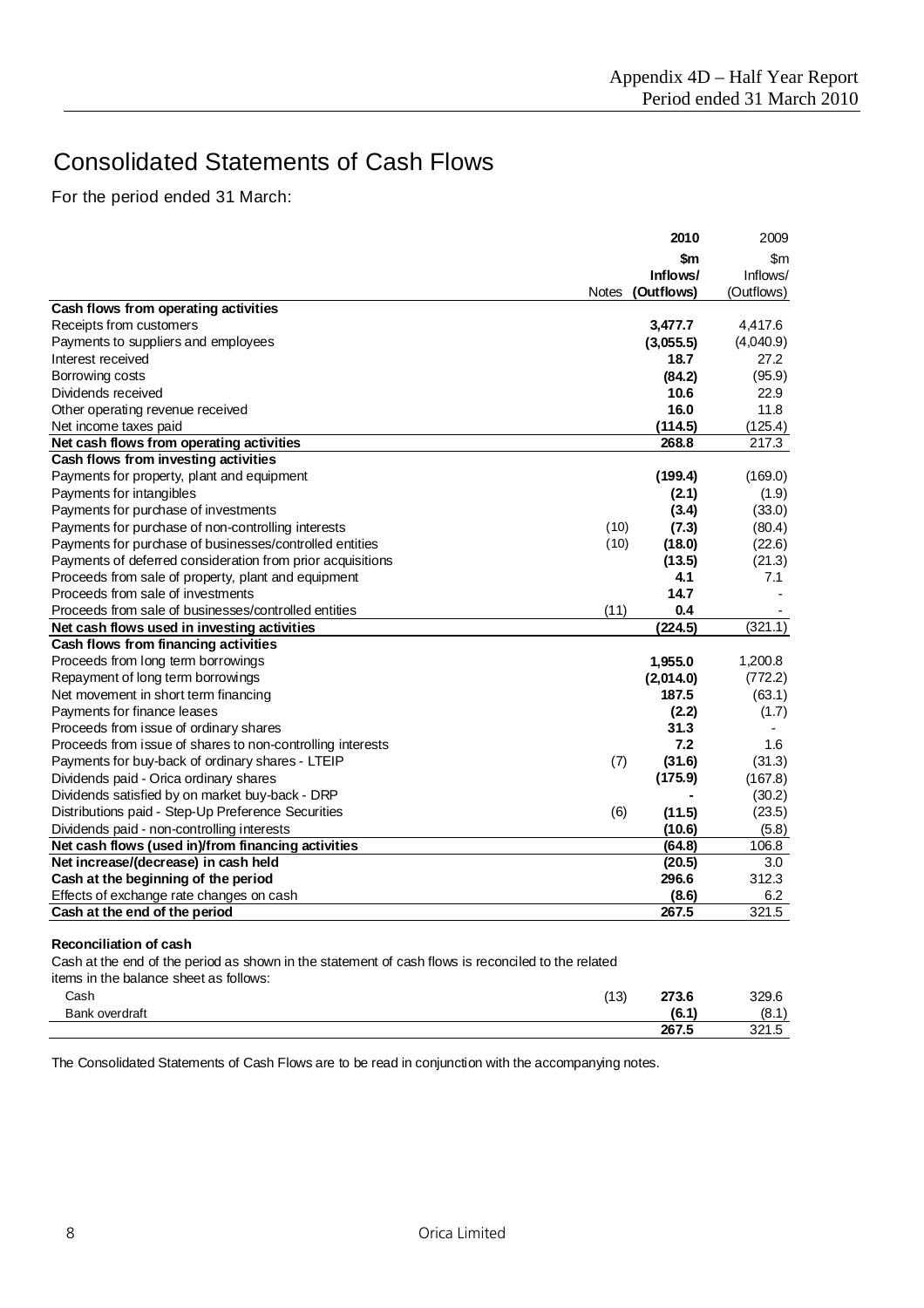# Consolidated Statements of Cash Flows

For the period ended 31 March:

| | Notes | 2010<br>$m<br>Inflows/<br>(Outflows) | 2009<br>$m<br>Inflows/<br>(Outflows) |
|---|---|---|---|
| **Cash flows from operating activities** | | | |
| Receipts from customers | | **3,477.7** | 4,417.6 |
| Payments to suppliers and employees | | **(3,055.5)** | (4,040.9) |
| Interest received | | **18.7** | 27.2 |
| Borrowing costs | | **(84.2)** | (95.9) |
| Dividends received | | **10.6** | 22.9 |
| Other operating revenue received | | **16.0** | 11.8 |
| Net income taxes paid | | **(114.5)** | (125.4) |
| **Net cash flows from operating activities** | | **268.8** | 217.3 |
| **Cash flows from investing activities** | | | |
| Payments for property, plant and equipment | | **(199.4)** | (169.0) |
| Payments for intangibles | | **(2.1)** | (1.9) |
| Payments for purchase of investments | | **(3.4)** | (33.0) |
| Payments for purchase of non-controlling interests | (10) | **(7.3)** | (80.4) |
| Payments for purchase of businesses/controlled entities | (10) | **(18.0)** | (22.6) |
| Payments of deferred consideration from prior acquisitions | | **(13.5)** | (21.3) |
| Proceeds from sale of property, plant and equipment | | **4.1** | 7.1 |
| Proceeds from sale of investments | | **14.7** | - |
| Proceeds from sale of businesses/controlled entities | (11) | **0.4** | - |
| **Net cash flows used in investing activities** | | **(224.5)** | (321.1) |
| **Cash flows from financing activities** | | | |
| Proceeds from long term borrowings | | **1,955.0** | 1,200.8 |
| Repayment of long term borrowings | | **(2,014.0)** | (772.2) |
| Net movement in short term financing | | **187.5** | (63.1) |
| Payments for finance leases | | **(2.2)** | (1.7) |
| Proceeds from issue of ordinary shares | | **31.3** | - |
| Proceeds from issue of shares to non-controlling interests | | **7.2** | 1.6 |
| Payments for buy-back of ordinary shares - LTEIP | (7) | **(31.6)** | (31.3) |
| Dividends paid - Orica ordinary shares | | **(175.9)** | (167.8) |
| Dividends satisfied by on market buy-back - DRP | | **-** | (30.2) |
| Distributions paid - Step-Up Preference Securities | (6) | **(11.5)** | (23.5) |
| Dividends paid - non-controlling interests | | **(10.6)** | (5.8) |
| **Net cash flows (used in)/from financing activities** | | **(64.8)** | 106.8 |
| **Net increase/(decrease) in cash held** | | **(20.5)** | 3.0 |
| **Cash at the beginning of the period** | | **296.6** | 312.3 |
| Effects of exchange rate changes on cash | | **(8.6)** | 6.2 |
| **Cash at the end of the period** | | **267.5** | 321.5 |

**Reconciliation of cash**

Cash at the end of the period as shown in the statement of cash flows is reconciled to the related items in the balance sheet as follows:

| | Notes | 2010 | 2009 |
|---|---|---|---|
| Cash | (13) | **273.6** | 329.6 |
| Bank overdraft | | **(6.1)** | (8.1) |
| | | **267.5** | 321.5 |

The Consolidated Statements of Cash Flows are to be read in conjunction with the accompanying notes.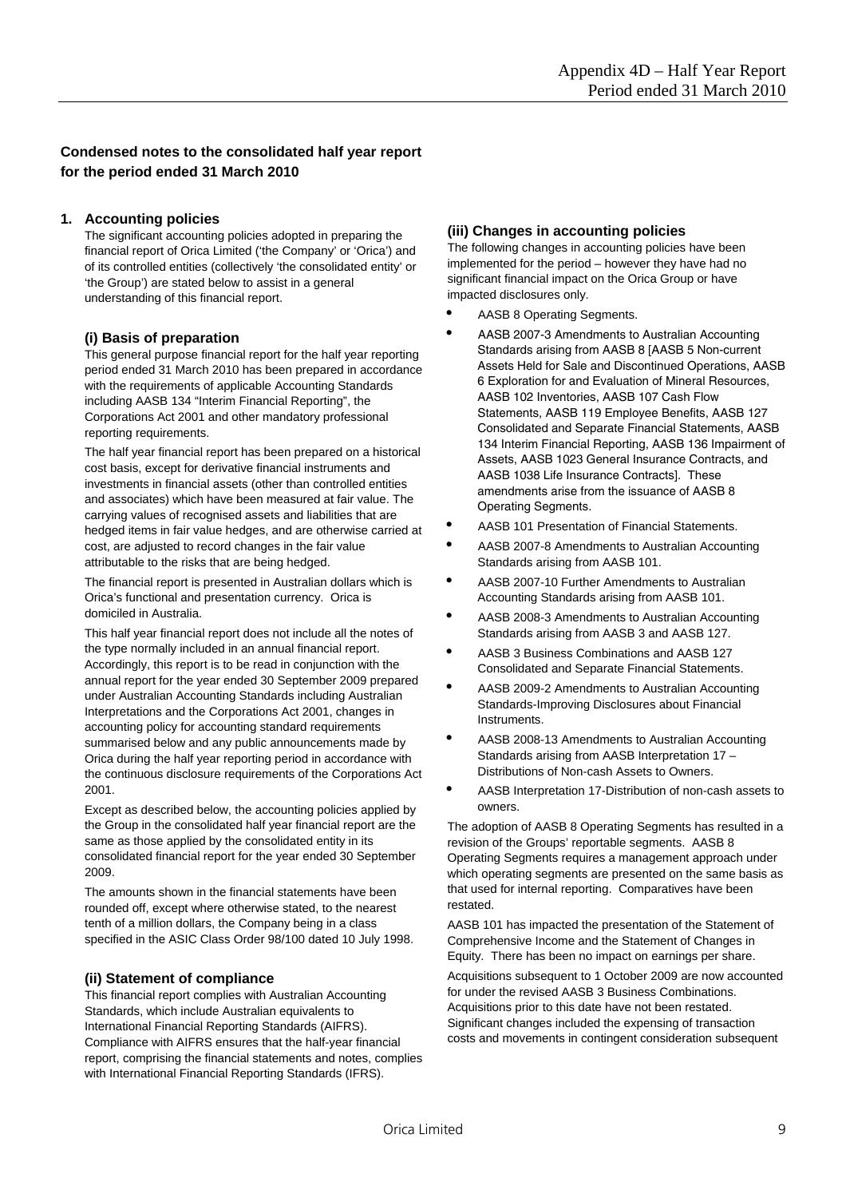## Condensed notes to the consolidated half year report for the period ended 31 March 2010

### 1. Accounting policies

The significant accounting policies adopted in preparing the financial report of Orica Limited ('the Company' or 'Orica') and of its controlled entities (collectively 'the consolidated entity' or 'the Group') are stated below to assist in a general understanding of this financial report.

#### (i) Basis of preparation

This general purpose financial report for the half year reporting period ended 31 March 2010 has been prepared in accordance with the requirements of applicable Accounting Standards including AASB 134 "Interim Financial Reporting", the Corporations Act 2001 and other mandatory professional reporting requirements.

The half year financial report has been prepared on a historical cost basis, except for derivative financial instruments and investments in financial assets (other than controlled entities and associates) which have been measured at fair value. The carrying values of recognised assets and liabilities that are hedged items in fair value hedges, and are otherwise carried at cost, are adjusted to record changes in the fair value attributable to the risks that are being hedged.

The financial report is presented in Australian dollars which is Orica's functional and presentation currency. Orica is domiciled in Australia.

This half year financial report does not include all the notes of the type normally included in an annual financial report. Accordingly, this report is to be read in conjunction with the annual report for the year ended 30 September 2009 prepared under Australian Accounting Standards including Australian Interpretations and the Corporations Act 2001, changes in accounting policy for accounting standard requirements summarised below and any public announcements made by Orica during the half year reporting period in accordance with the continuous disclosure requirements of the Corporations Act 2001.

Except as described below, the accounting policies applied by the Group in the consolidated half year financial report are the same as those applied by the consolidated entity in its consolidated financial report for the year ended 30 September 2009.

The amounts shown in the financial statements have been rounded off, except where otherwise stated, to the nearest tenth of a million dollars, the Company being in a class specified in the ASIC Class Order 98/100 dated 10 July 1998.

#### (ii) Statement of compliance

This financial report complies with Australian Accounting Standards, which include Australian equivalents to International Financial Reporting Standards (AIFRS). Compliance with AIFRS ensures that the half-year financial report, comprising the financial statements and notes, complies with International Financial Reporting Standards (IFRS).

#### (iii) Changes in accounting policies

The following changes in accounting policies have been implemented for the period – however they have had no significant financial impact on the Orica Group or have impacted disclosures only.

- AASB 8 Operating Segments.
- AASB 2007-3 Amendments to Australian Accounting Standards arising from AASB 8 [AASB 5 Non-current Assets Held for Sale and Discontinued Operations, AASB 6 Exploration for and Evaluation of Mineral Resources, AASB 102 Inventories, AASB 107 Cash Flow Statements, AASB 119 Employee Benefits, AASB 127 Consolidated and Separate Financial Statements, AASB 134 Interim Financial Reporting, AASB 136 Impairment of Assets, AASB 1023 General Insurance Contracts, and AASB 1038 Life Insurance Contracts]. These amendments arise from the issuance of AASB 8 Operating Segments.
- AASB 101 Presentation of Financial Statements.
- AASB 2007-8 Amendments to Australian Accounting Standards arising from AASB 101.
- AASB 2007-10 Further Amendments to Australian Accounting Standards arising from AASB 101.
- AASB 2008-3 Amendments to Australian Accounting Standards arising from AASB 3 and AASB 127.
- AASB 3 Business Combinations and AASB 127 Consolidated and Separate Financial Statements.
- AASB 2009-2 Amendments to Australian Accounting Standards-Improving Disclosures about Financial Instruments.
- AASB 2008-13 Amendments to Australian Accounting Standards arising from AASB Interpretation 17 – Distributions of Non-cash Assets to Owners.
- AASB Interpretation 17-Distribution of non-cash assets to owners.

The adoption of AASB 8 Operating Segments has resulted in a revision of the Groups' reportable segments. AASB 8 Operating Segments requires a management approach under which operating segments are presented on the same basis as that used for internal reporting. Comparatives have been restated.

AASB 101 has impacted the presentation of the Statement of Comprehensive Income and the Statement of Changes in Equity. There has been no impact on earnings per share.

Acquisitions subsequent to 1 October 2009 are now accounted for under the revised AASB 3 Business Combinations. Acquisitions prior to this date have not been restated. Significant changes included the expensing of transaction costs and movements in contingent consideration subsequent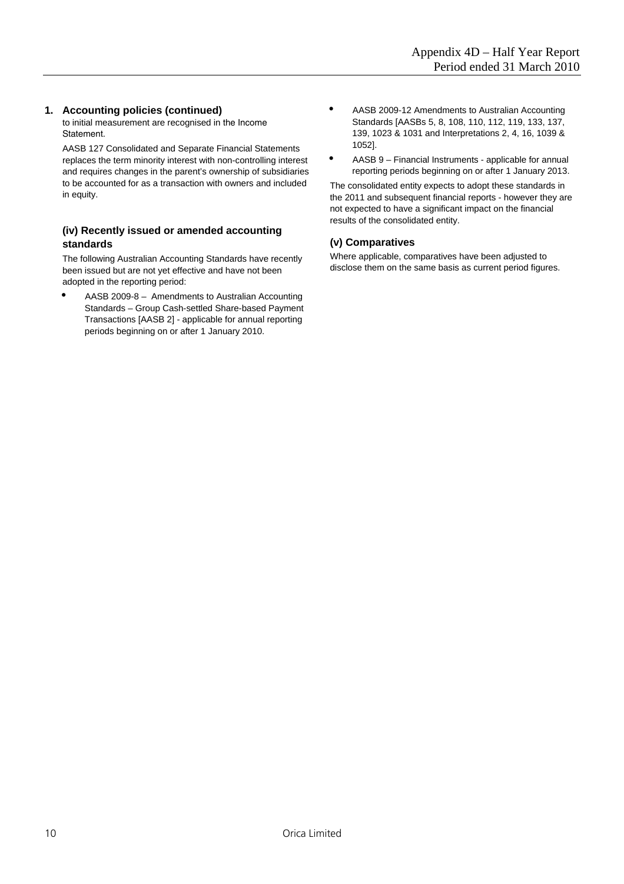## 1. Accounting policies (continued)

to initial measurement are recognised in the Income Statement.

AASB 127 Consolidated and Separate Financial Statements replaces the term minority interest with non-controlling interest and requires changes in the parent's ownership of subsidiaries to be accounted for as a transaction with owners and included in equity.

### (iv) Recently issued or amended accounting standards

The following Australian Accounting Standards have recently been issued but are not yet effective and have not been adopted in the reporting period:

- AASB 2009-8 – Amendments to Australian Accounting Standards – Group Cash-settled Share-based Payment Transactions [AASB 2] - applicable for annual reporting periods beginning on or after 1 January 2010.
- AASB 2009-12 Amendments to Australian Accounting Standards [AASBs 5, 8, 108, 110, 112, 119, 133, 137, 139, 1023 & 1031 and Interpretations 2, 4, 16, 1039 & 1052].
- AASB 9 – Financial Instruments - applicable for annual reporting periods beginning on or after 1 January 2013.

The consolidated entity expects to adopt these standards in the 2011 and subsequent financial reports - however they are not expected to have a significant impact on the financial results of the consolidated entity.

### (v) Comparatives

Where applicable, comparatives have been adjusted to disclose them on the same basis as current period figures.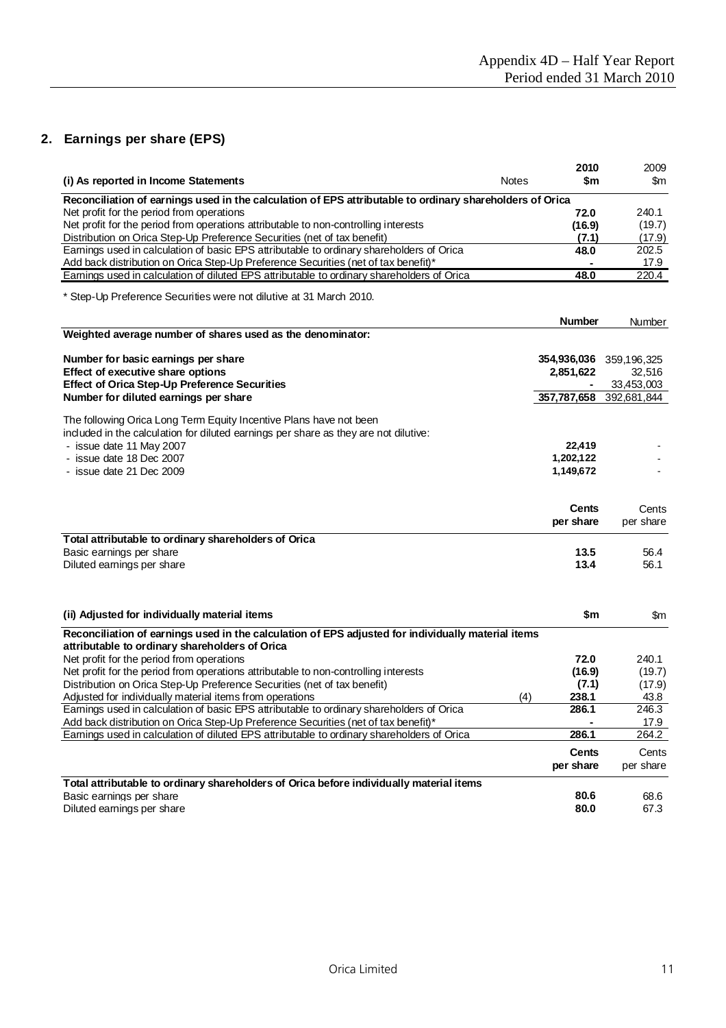## 2. Earnings per share (EPS)

| (i) As reported in Income Statements | Notes | 2010 $m | 2009 $m |
|---|---|---|---|
| **Reconciliation of earnings used in the calculation of EPS attributable to ordinary shareholders of Orica** | | | |
| Net profit for the period from operations | | **72.0** | 240.1 |
| Net profit for the period from operations attributable to non-controlling interests | | **(16.9)** | (19.7) |
| Distribution on Orica Step-Up Preference Securities (net of tax benefit) | | **(7.1)** | (17.9) |
| Earnings used in calculation of basic EPS attributable to ordinary shareholders of Orica | | **48.0** | 202.5 |
| Add back distribution on Orica Step-Up Preference Securities (net of tax benefit)* | | **-** | 17.9 |
| Earnings used in calculation of diluted EPS attributable to ordinary shareholders of Orica | | **48.0** | 220.4 |

\* Step-Up Preference Securities were not dilutive at 31 March 2010.

| | Number | Number |
|---|---|---|
| **Weighted average number of shares used as the denominator:** | | |
| **Number for basic earnings per share** | **354,936,036** | 359,196,325 |
| **Effect of executive share options** | **2,851,622** | 32,516 |
| **Effect of Orica Step-Up Preference Securities** | **-** | 33,453,003 |
| **Number for diluted earnings per share** | **357,787,658** | 392,681,844 |
| The following Orica Long Term Equity Incentive Plans have not been included in the calculation for diluted earnings per share as they are not dilutive: | | |
| - issue date 11 May 2007 | **22,419** | - |
| - issue date 18 Dec 2007 | **1,202,122** | - |
| - issue date 21 Dec 2009 | **1,149,672** | - |

| | Cents per share | Cents per share |
|---|---|---|
| **Total attributable to ordinary shareholders of Orica** | | |
| Basic earnings per share | **13.5** | 56.4 |
| Diluted earnings per share | **13.4** | 56.1 |

| (ii) Adjusted for individually material items | Notes | $m | $m |
|---|---|---|---|
| **Reconciliation of earnings used in the calculation of EPS adjusted for individually material items attributable to ordinary shareholders of Orica** | | | |
| Net profit for the period from operations | | **72.0** | 240.1 |
| Net profit for the period from operations attributable to non-controlling interests | | **(16.9)** | (19.7) |
| Distribution on Orica Step-Up Preference Securities (net of tax benefit) | | **(7.1)** | (17.9) |
| Adjusted for individually material items from operations | (4) | **238.1** | 43.8 |
| Earnings used in calculation of basic EPS attributable to ordinary shareholders of Orica | | **286.1** | 246.3 |
| Add back distribution on Orica Step-Up Preference Securities (net of tax benefit)* | | **-** | 17.9 |
| Earnings used in calculation of diluted EPS attributable to ordinary shareholders of Orica | | **286.1** | 264.2 |

| | Cents per share | Cents per share |
|---|---|---|
| **Total attributable to ordinary shareholders of Orica before individually material items** | | |
| Basic earnings per share | **80.6** | 68.6 |
| Diluted earnings per share | **80.0** | 67.3 |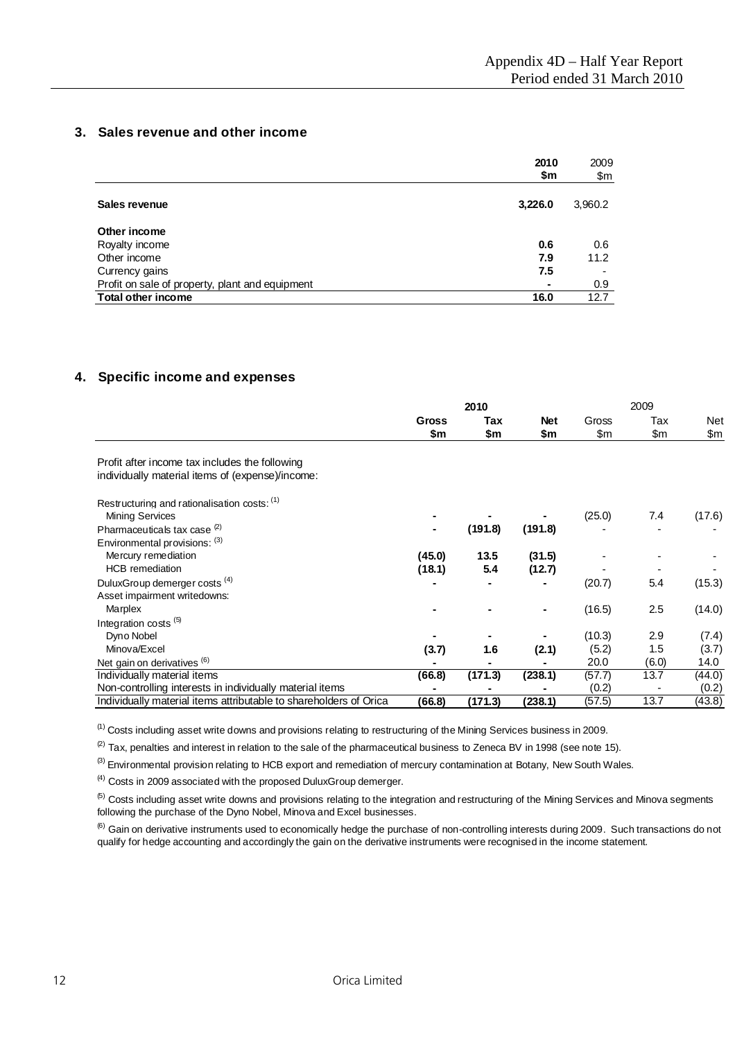## 3. Sales revenue and other income

| | 2010 $m | 2009 $m |
|---|---|---|
| **Sales revenue** | **3,226.0** | 3,960.2 |
| **Other income** | | |
| Royalty income | **0.6** | 0.6 |
| Other income | **7.9** | 11.2 |
| Currency gains | **7.5** | - |
| Profit on sale of property, plant and equipment | **-** | 0.9 |
| **Total other income** | **16.0** | 12.7 |

## 4. Specific income and expenses

| | 2010 | | | 2009 | | |
|---|---|---|---|---|---|---|
| | Gross $m | Tax $m | Net $m | Gross $m | Tax $m | Net $m |
| Profit after income tax includes the following individually material items of (expense)/income: | | | | | | |
| Restructuring and rationalisation costs: (1) | | | | | | |
| Mining Services | **-** | **-** | **-** | (25.0) | 7.4 | (17.6) |
| Pharmaceuticals tax case (2) | **-** | **(191.8)** | **(191.8)** | - | - | - |
| Environmental provisions: (3) | | | | | | |
| Mercury remediation | **(45.0)** | **13.5** | **(31.5)** | - | - | - |
| HCB remediation | **(18.1)** | **5.4** | **(12.7)** | - | - | - |
| DuluxGroup demerger costs (4) | **-** | **-** | **-** | (20.7) | 5.4 | (15.3) |
| Asset impairment writedowns: | | | | | | |
| Marplex | **-** | **-** | **-** | (16.5) | 2.5 | (14.0) |
| Integration costs (5) | | | | | | |
| Dyno Nobel | **-** | **-** | **-** | (10.3) | 2.9 | (7.4) |
| Minova/Excel | **(3.7)** | **1.6** | **(2.1)** | (5.2) | 1.5 | (3.7) |
| Net gain on derivatives (6) | **-** | **-** | **-** | 20.0 | (6.0) | 14.0 |
| Individually material items | **(66.8)** | **(171.3)** | **(238.1)** | (57.7) | 13.7 | (44.0) |
| Non-controlling interests in individually material items | **-** | **-** | **-** | (0.2) | - | (0.2) |
| Individually material items attributable to shareholders of Orica | **(66.8)** | **(171.3)** | **(238.1)** | (57.5) | 13.7 | (43.8) |

(1) Costs including asset write downs and provisions relating to restructuring of the Mining Services business in 2009.

(2) Tax, penalties and interest in relation to the sale of the pharmaceutical business to Zeneca BV in 1998 (see note 15).

(3) Environmental provision relating to HCB export and remediation of mercury contamination at Botany, New South Wales.

(4) Costs in 2009 associated with the proposed DuluxGroup demerger.

(5) Costs including asset write downs and provisions relating to the integration and restructuring of the Mining Services and Minova segments following the purchase of the Dyno Nobel, Minova and Excel businesses.

(6) Gain on derivative instruments used to economically hedge the purchase of non-controlling interests during 2009. Such transactions do not qualify for hedge accounting and accordingly the gain on the derivative instruments were recognised in the income statement.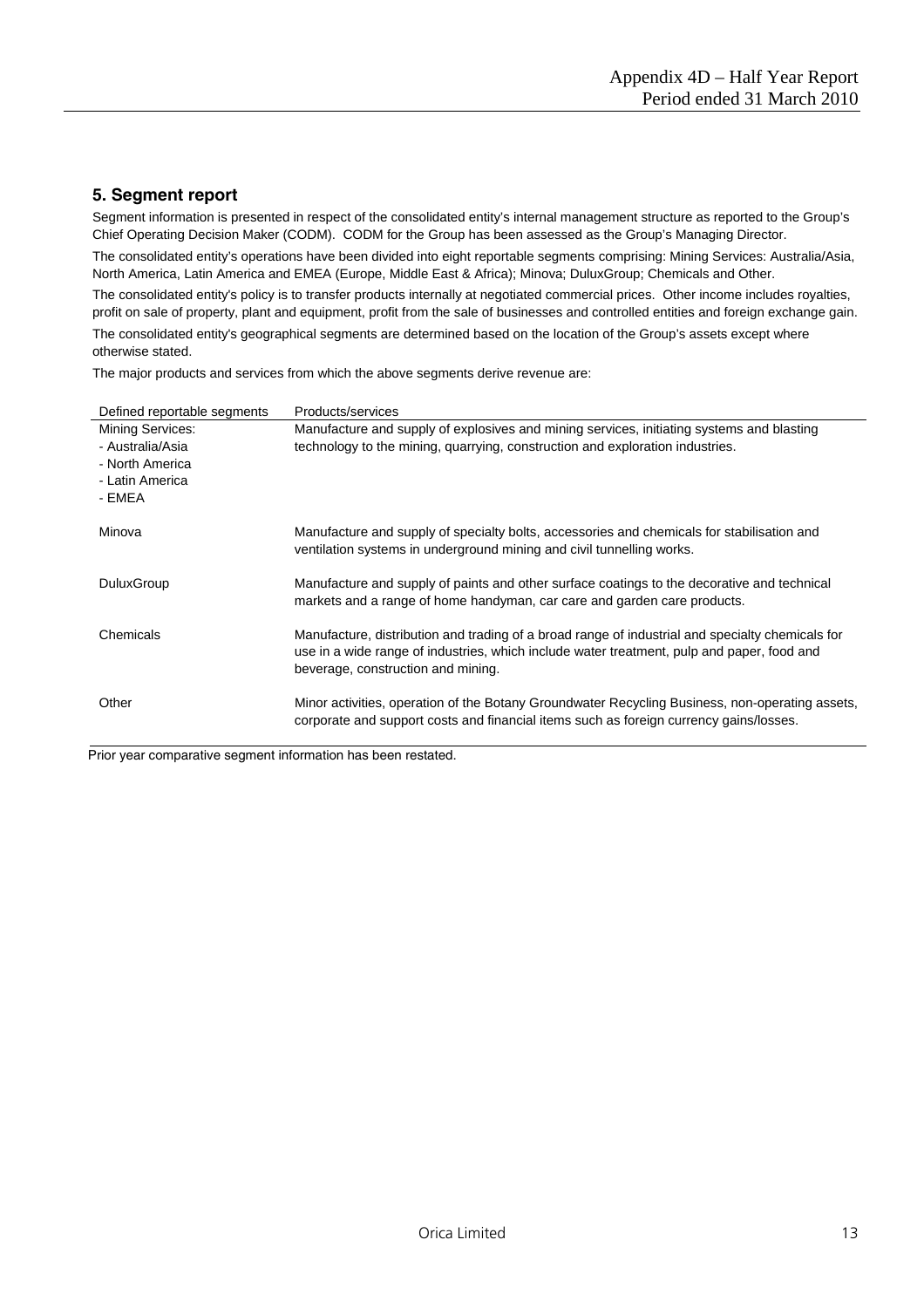## 5. Segment report

Segment information is presented in respect of the consolidated entity's internal management structure as reported to the Group's Chief Operating Decision Maker (CODM). CODM for the Group has been assessed as the Group's Managing Director.

The consolidated entity's operations have been divided into eight reportable segments comprising: Mining Services: Australia/Asia, North America, Latin America and EMEA (Europe, Middle East & Africa); Minova; DuluxGroup; Chemicals and Other.

The consolidated entity's policy is to transfer products internally at negotiated commercial prices. Other income includes royalties, profit on sale of property, plant and equipment, profit from the sale of businesses and controlled entities and foreign exchange gain.

The consolidated entity's geographical segments are determined based on the location of the Group's assets except where otherwise stated.

The major products and services from which the above segments derive revenue are:

| Defined reportable segments | Products/services |
|---|---|
| Mining Services:<br>- Australia/Asia<br>- North America<br>- Latin America<br>- EMEA | Manufacture and supply of explosives and mining services, initiating systems and blasting technology to the mining, quarrying, construction and exploration industries. |
| Minova | Manufacture and supply of specialty bolts, accessories and chemicals for stabilisation and ventilation systems in underground mining and civil tunnelling works. |
| DuluxGroup | Manufacture and supply of paints and other surface coatings to the decorative and technical markets and a range of home handyman, car care and garden care products. |
| Chemicals | Manufacture, distribution and trading of a broad range of industrial and specialty chemicals for use in a wide range of industries, which include water treatment, pulp and paper, food and beverage, construction and mining. |
| Other | Minor activities, operation of the Botany Groundwater Recycling Business, non-operating assets, corporate and support costs and financial items such as foreign currency gains/losses. |

Prior year comparative segment information has been restated.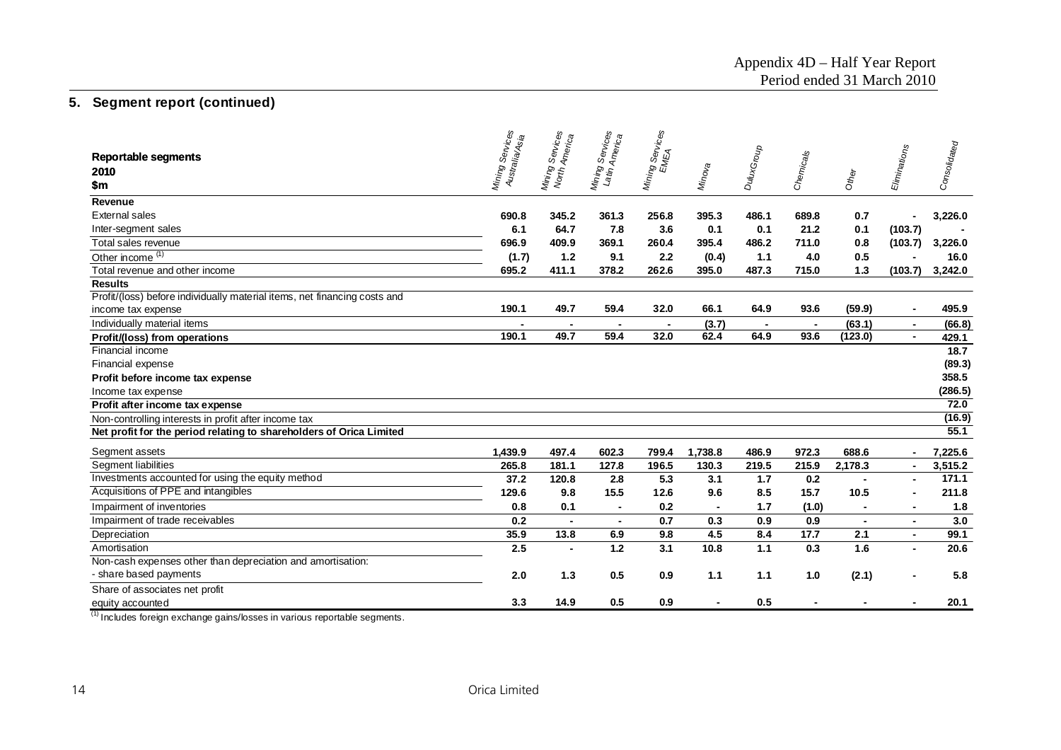## 5. Segment report (continued)

| **Reportable segments**<br>**2010**<br>**$m** | Mining Services Australia/Asia | Mining Services North America | Mining Services Latin America | Mining Services EMEA | Minova | DuluxGroup | Chemicals | Other | Eliminations | Consolidated |
|---|---|---|---|---|---|---|---|---|---|---|
| **Revenue** | | | | | | | | | | |
| External sales | **690.8** | **345.2** | **361.3** | **256.8** | **395.3** | **486.1** | **689.8** | **0.7** | **-** | **3,226.0** |
| Inter-segment sales | **6.1** | **64.7** | **7.8** | **3.6** | **0.1** | **0.1** | **21.2** | **0.1** | **(103.7)** | **-** |
| Total sales revenue | **696.9** | **409.9** | **369.1** | **260.4** | **395.4** | **486.2** | **711.0** | **0.8** | **(103.7)** | **3,226.0** |
| Other income [1] | **(1.7)** | **1.2** | **9.1** | **2.2** | **(0.4)** | **1.1** | **4.0** | **0.5** | **-** | **16.0** |
| Total revenue and other income | **695.2** | **411.1** | **378.2** | **262.6** | **395.0** | **487.3** | **715.0** | **1.3** | **(103.7)** | **3,242.0** |
| **Results** | | | | | | | | | | |
| Profit/(loss) before individually material items, net financing costs and income tax expense | **190.1** | **49.7** | **59.4** | **32.0** | **66.1** | **64.9** | **93.6** | **(59.9)** | **-** | **495.9** |
| Individually material items | **-** | **-** | **-** | **-** | **(3.7)** | **-** | **-** | **(63.1)** | **-** | **(66.8)** |
| **Profit/(loss) from operations** | **190.1** | **49.7** | **59.4** | **32.0** | **62.4** | **64.9** | **93.6** | **(123.0)** | **-** | **429.1** |
| Financial income | | | | | | | | | | **18.7** |
| Financial expense | | | | | | | | | | **(89.3)** |
| **Profit before income tax expense** | | | | | | | | | | **358.5** |
| Income tax expense | | | | | | | | | | **(286.5)** |
| **Profit after income tax expense** | | | | | | | | | | **72.0** |
| Non-controlling interests in profit after income tax | | | | | | | | | | **(16.9)** |
| **Net profit for the period relating to shareholders of Orica Limited** | | | | | | | | | | **55.1** |
| Segment assets | **1,439.9** | **497.4** | **602.3** | **799.4** | **1,738.8** | **486.9** | **972.3** | **688.6** | **-** | **7,225.6** |
| Segment liabilities | **265.8** | **181.1** | **127.8** | **196.5** | **130.3** | **219.5** | **215.9** | **2,178.3** | **-** | **3,515.2** |
| Investments accounted for using the equity method | **37.2** | **120.8** | **2.8** | **5.3** | **3.1** | **1.7** | **0.2** | **-** | **-** | **171.1** |
| Acquisitions of PPE and intangibles | **129.6** | **9.8** | **15.5** | **12.6** | **9.6** | **8.5** | **15.7** | **10.5** | **-** | **211.8** |
| Impairment of inventories | **0.8** | **0.1** | **-** | **0.2** | **-** | **1.7** | **(1.0)** | **-** | **-** | **1.8** |
| Impairment of trade receivables | **0.2** | **-** | **-** | **0.7** | **0.3** | **0.9** | **0.9** | **-** | **-** | **3.0** |
| Depreciation | **35.9** | **13.8** | **6.9** | **9.8** | **4.5** | **8.4** | **17.7** | **2.1** | **-** | **99.1** |
| Amortisation | **2.5** | **-** | **1.2** | **3.1** | **10.8** | **1.1** | **0.3** | **1.6** | **-** | **20.6** |
| Non-cash expenses other than depreciation and amortisation:<br>- share based payments | **2.0** | **1.3** | **0.5** | **0.9** | **1.1** | **1.1** | **1.0** | **(2.1)** | **-** | **5.8** |
| Share of associates net profit equity accounted | **3.3** | **14.9** | **0.5** | **0.9** | **-** | **0.5** | **-** | **-** | **-** | **20.1** |

[1] Includes foreign exchange gains/losses in various reportable segments.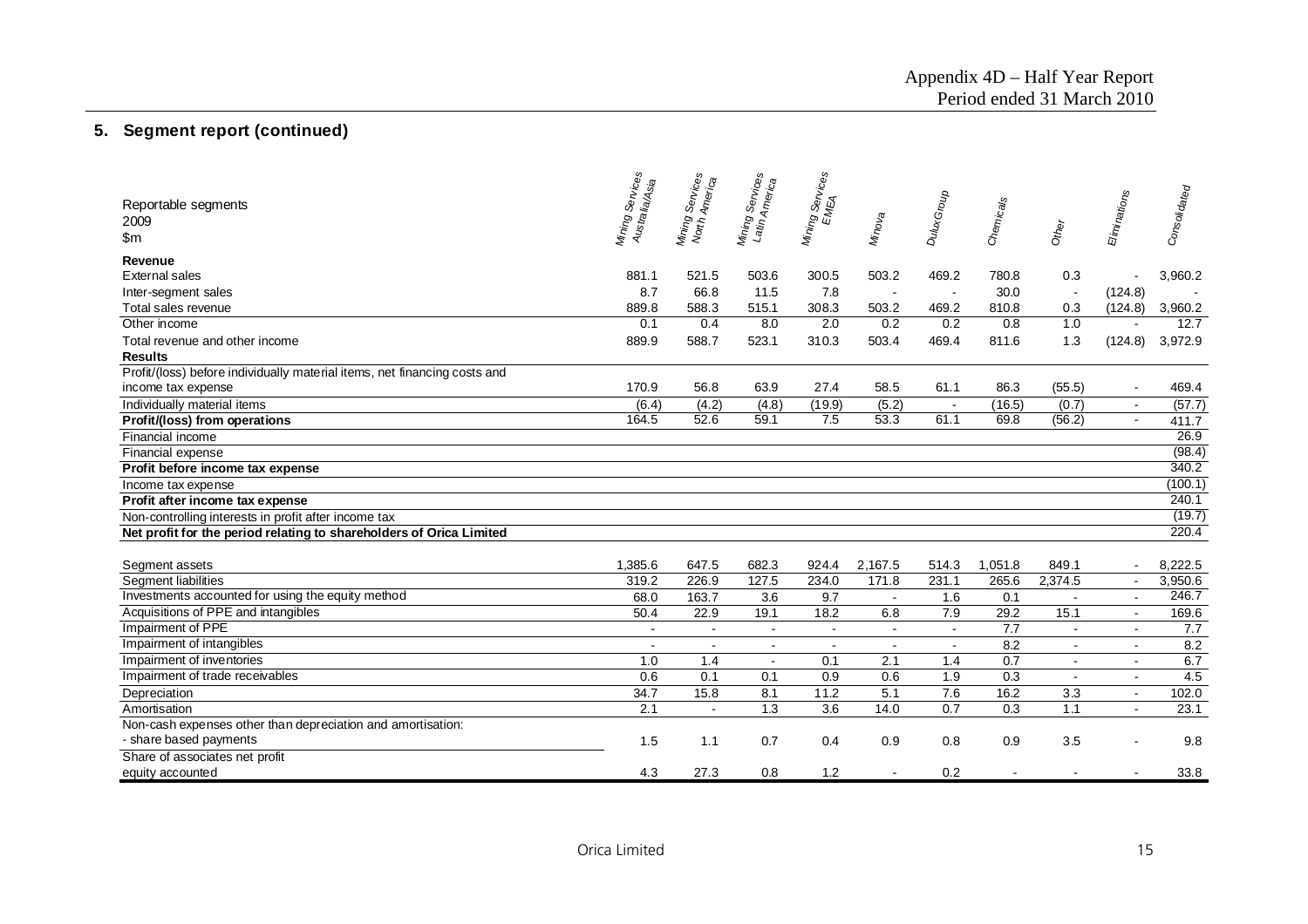## 5. Segment report (continued)

| Reportable segments 2009 $m | Mining Services Australia/Asia | Mining Services North America | Mining Services Latin America | Mining Services EMEA | Minova | DuluxGroup | Chemicals | Other | Eliminations | Consolidated |
|---|---|---|---|---|---|---|---|---|---|---|
| **Revenue** | | | | | | | | | | |
| External sales | 881.1 | 521.5 | 503.6 | 300.5 | 503.2 | 469.2 | 780.8 | 0.3 | - | 3,960.2 |
| Inter-segment sales | 8.7 | 66.8 | 11.5 | 7.8 | - | - | 30.0 | - | (124.8) | - |
| Total sales revenue | 889.8 | 588.3 | 515.1 | 308.3 | 503.2 | 469.2 | 810.8 | 0.3 | (124.8) | 3,960.2 |
| Other income | 0.1 | 0.4 | 8.0 | 2.0 | 0.2 | 0.2 | 0.8 | 1.0 | - | 12.7 |
| Total revenue and other income | 889.9 | 588.7 | 523.1 | 310.3 | 503.4 | 469.4 | 811.6 | 1.3 | (124.8) | 3,972.9 |
| **Results** | | | | | | | | | | |
| Profit/(loss) before individually material items, net financing costs and income tax expense | 170.9 | 56.8 | 63.9 | 27.4 | 58.5 | 61.1 | 86.3 | (55.5) | - | 469.4 |
| Individually material items | (6.4) | (4.2) | (4.8) | (19.9) | (5.2) | - | (16.5) | (0.7) | - | (57.7) |
| **Profit/(loss) from operations** | 164.5 | 52.6 | 59.1 | 7.5 | 53.3 | 61.1 | 69.8 | (56.2) | - | 411.7 |
| Financial income | | | | | | | | | | 26.9 |
| Financial expense | | | | | | | | | | (98.4) |
| **Profit before income tax expense** | | | | | | | | | | 340.2 |
| Income tax expense | | | | | | | | | | (100.1) |
| **Profit after income tax expense** | | | | | | | | | | 240.1 |
| Non-controlling interests in profit after income tax | | | | | | | | | | (19.7) |
| **Net profit for the period relating to shareholders of Orica Limited** | | | | | | | | | | 220.4 |
| Segment assets | 1,385.6 | 647.5 | 682.3 | 924.4 | 2,167.5 | 514.3 | 1,051.8 | 849.1 | - | 8,222.5 |
| Segment liabilities | 319.2 | 226.9 | 127.5 | 234.0 | 171.8 | 231.1 | 265.6 | 2,374.5 | - | 3,950.6 |
| Investments accounted for using the equity method | 68.0 | 163.7 | 3.6 | 9.7 | - | 1.6 | 0.1 | - | - | 246.7 |
| Acquisitions of PPE and intangibles | 50.4 | 22.9 | 19.1 | 18.2 | 6.8 | 7.9 | 29.2 | 15.1 | - | 169.6 |
| Impairment of PPE | - | - | - | - | - | - | 7.7 | - | - | 7.7 |
| Impairment of intangibles | - | - | - | - | - | - | 8.2 | - | - | 8.2 |
| Impairment of inventories | 1.0 | 1.4 | - | 0.1 | 2.1 | 1.4 | 0.7 | - | - | 6.7 |
| Impairment of trade receivables | 0.6 | 0.1 | 0.1 | 0.9 | 0.6 | 1.9 | 0.3 | - | - | 4.5 |
| Depreciation | 34.7 | 15.8 | 8.1 | 11.2 | 5.1 | 7.6 | 16.2 | 3.3 | - | 102.0 |
| Amortisation | 2.1 | - | 1.3 | 3.6 | 14.0 | 0.7 | 0.3 | 1.1 | - | 23.1 |
| Non-cash expenses other than depreciation and amortisation: - share based payments | 1.5 | 1.1 | 0.7 | 0.4 | 0.9 | 0.8 | 0.9 | 3.5 | - | 9.8 |
| Share of associates net profit equity accounted | 4.3 | 27.3 | 0.8 | 1.2 | - | 0.2 | - | - | - | 33.8 |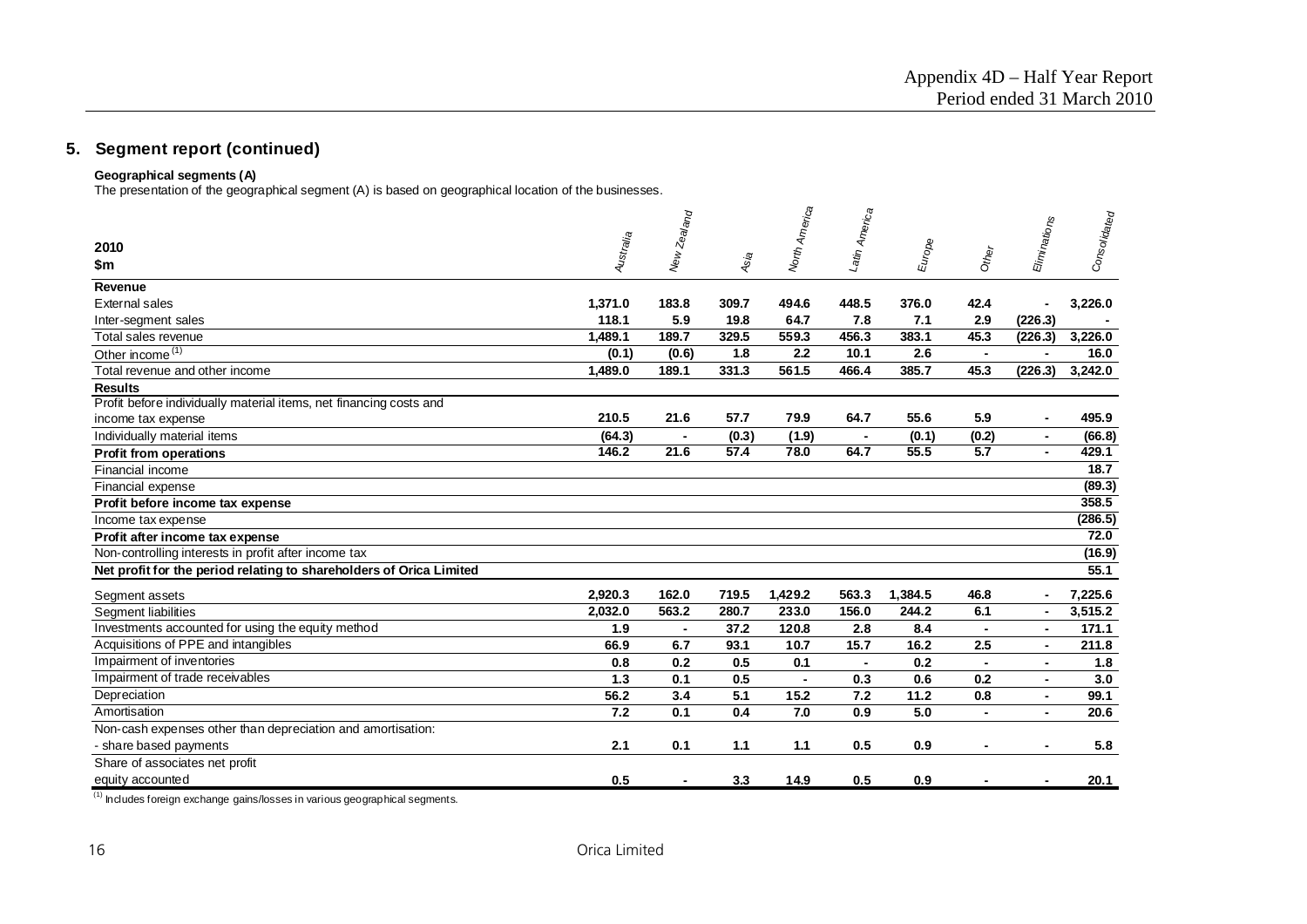## 5. Segment report (continued)

**Geographical segments (A)**

The presentation of the geographical segment (A) is based on geographical location of the businesses.

| 2010<br>$m | Australia | New Zealand | Asia | North America | Latin America | Europe | Other | Eliminations | Consolidated |
|---|---|---|---|---|---|---|---|---|---|
| **Revenue** | | | | | | | | | |
| External sales | **1,371.0** | **183.8** | **309.7** | **494.6** | **448.5** | **376.0** | **42.4** | **-** | **3,226.0** |
| Inter-segment sales | **118.1** | **5.9** | **19.8** | **64.7** | **7.8** | **7.1** | **2.9** | **(226.3)** | **-** |
| Total sales revenue | **1,489.1** | **189.7** | **329.5** | **559.3** | **456.3** | **383.1** | **45.3** | **(226.3)** | **3,226.0** |
| Other income [(1)] | **(0.1)** | **(0.6)** | **1.8** | **2.2** | **10.1** | **2.6** | **-** | **-** | **16.0** |
| Total revenue and other income | **1,489.0** | **189.1** | **331.3** | **561.5** | **466.4** | **385.7** | **45.3** | **(226.3)** | **3,242.0** |
| **Results** | | | | | | | | | |
| Profit before individually material items, net financing costs and income tax expense | **210.5** | **21.6** | **57.7** | **79.9** | **64.7** | **55.6** | **5.9** | **-** | **495.9** |
| Individually material items | **(64.3)** | **-** | **(0.3)** | **(1.9)** | **-** | **(0.1)** | **(0.2)** | **-** | **(66.8)** |
| **Profit from operations** | **146.2** | **21.6** | **57.4** | **78.0** | **64.7** | **55.5** | **5.7** | **-** | **429.1** |
| Financial income | | | | | | | | | **18.7** |
| Financial expense | | | | | | | | | **(89.3)** |
| **Profit before income tax expense** | | | | | | | | | **358.5** |
| Income tax expense | | | | | | | | | **(286.5)** |
| **Profit after income tax expense** | | | | | | | | | **72.0** |
| Non-controlling interests in profit after income tax | | | | | | | | | **(16.9)** |
| **Net profit for the period relating to shareholders of Orica Limited** | | | | | | | | | **55.1** |
| Segment assets | **2,920.3** | **162.0** | **719.5** | **1,429.2** | **563.3** | **1,384.5** | **46.8** | **-** | **7,225.6** |
| Segment liabilities | **2,032.0** | **563.2** | **280.7** | **233.0** | **156.0** | **244.2** | **6.1** | **-** | **3,515.2** |
| Investments accounted for using the equity method | **1.9** | **-** | **37.2** | **120.8** | **2.8** | **8.4** | **-** | **-** | **171.1** |
| Acquisitions of PPE and intangibles | **66.9** | **6.7** | **93.1** | **10.7** | **15.7** | **16.2** | **2.5** | **-** | **211.8** |
| Impairment of inventories | **0.8** | **0.2** | **0.5** | **0.1** | **-** | **0.2** | **-** | **-** | **1.8** |
| Impairment of trade receivables | **1.3** | **0.1** | **0.5** | **-** | **0.3** | **0.6** | **0.2** | **-** | **3.0** |
| Depreciation | **56.2** | **3.4** | **5.1** | **15.2** | **7.2** | **11.2** | **0.8** | **-** | **99.1** |
| Amortisation | **7.2** | **0.1** | **0.4** | **7.0** | **0.9** | **5.0** | **-** | **-** | **20.6** |
| Non-cash expenses other than depreciation and amortisation: | | | | | | | | | |
| - share based payments | **2.1** | **0.1** | **1.1** | **1.1** | **0.5** | **0.9** | **-** | **-** | **5.8** |
| Share of associates net profit equity accounted | **0.5** | **-** | **3.3** | **14.9** | **0.5** | **0.9** | **-** | **-** | **20.1** |

[(1)] Includes foreign exchange gains/losses in various geographical segments.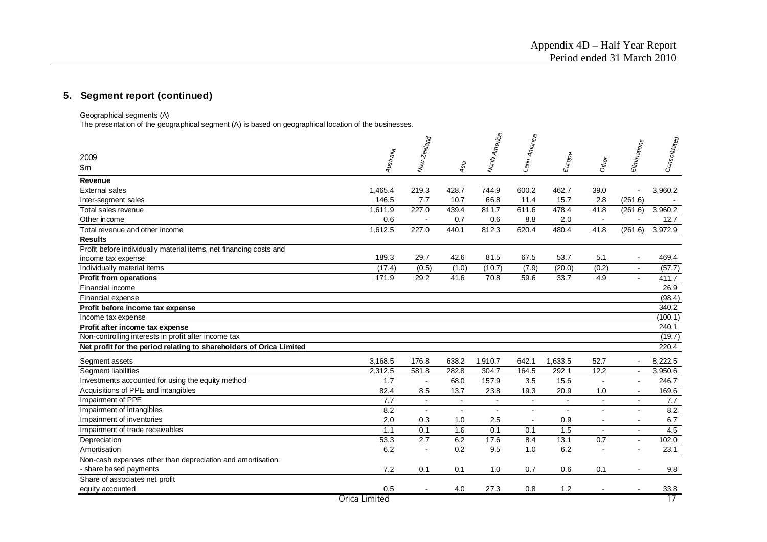## 5. Segment report (continued)

Geographical segments (A)

The presentation of the geographical segment (A) is based on geographical location of the businesses.

| 2009<br>$m | Australia | New Zealand | Asia | North America | Latin America | Europe | Other | Eliminations | Consolidated |
|---|---|---|---|---|---|---|---|---|---|
| **Revenue** | | | | | | | | | |
| External sales | 1,465.4 | 219.3 | 428.7 | 744.9 | 600.2 | 462.7 | 39.0 | - | 3,960.2 |
| Inter-segment sales | 146.5 | 7.7 | 10.7 | 66.8 | 11.4 | 15.7 | 2.8 | (261.6) | - |
| Total sales revenue | 1,611.9 | 227.0 | 439.4 | 811.7 | 611.6 | 478.4 | 41.8 | (261.6) | 3,960.2 |
| Other income | 0.6 | - | 0.7 | 0.6 | 8.8 | 2.0 | - | - | 12.7 |
| Total revenue and other income | 1,612.5 | 227.0 | 440.1 | 812.3 | 620.4 | 480.4 | 41.8 | (261.6) | 3,972.9 |
| **Results** | | | | | | | | | |
| Profit before individually material items, net financing costs and income tax expense | 189.3 | 29.7 | 42.6 | 81.5 | 67.5 | 53.7 | 5.1 | - | 469.4 |
| Individually material items | (17.4) | (0.5) | (1.0) | (10.7) | (7.9) | (20.0) | (0.2) | - | (57.7) |
| **Profit from operations** | 171.9 | 29.2 | 41.6 | 70.8 | 59.6 | 33.7 | 4.9 | - | 411.7 |
| Financial income | | | | | | | | | 26.9 |
| Financial expense | | | | | | | | | (98.4) |
| **Profit before income tax expense** | | | | | | | | | 340.2 |
| Income tax expense | | | | | | | | | (100.1) |
| **Profit after income tax expense** | | | | | | | | | 240.1 |
| Non-controlling interests in profit after income tax | | | | | | | | | (19.7) |
| **Net profit for the period relating to shareholders of Orica Limited** | | | | | | | | | 220.4 |
| Segment assets | 3,168.5 | 176.8 | 638.2 | 1,910.7 | 642.1 | 1,633.5 | 52.7 | - | 8,222.5 |
| Segment liabilities | 2,312.5 | 581.8 | 282.8 | 304.7 | 164.5 | 292.1 | 12.2 | - | 3,950.6 |
| Investments accounted for using the equity method | 1.7 | - | 68.0 | 157.9 | 3.5 | 15.6 | - | - | 246.7 |
| Acquisitions of PPE and intangibles | 82.4 | 8.5 | 13.7 | 23.8 | 19.3 | 20.9 | 1.0 | - | 169.6 |
| Impairment of PPE | 7.7 | - | - | - | - | - | - | - | 7.7 |
| Impairment of intangibles | 8.2 | - | - | - | - | - | - | - | 8.2 |
| Impairment of inventories | 2.0 | 0.3 | 1.0 | 2.5 | - | 0.9 | - | - | 6.7 |
| Impairment of trade receivables | 1.1 | 0.1 | 1.6 | 0.1 | 0.1 | 1.5 | - | - | 4.5 |
| Depreciation | 53.3 | 2.7 | 6.2 | 17.6 | 8.4 | 13.1 | 0.7 | - | 102.0 |
| Amortisation | 6.2 | - | 0.2 | 9.5 | 1.0 | 6.2 | - | - | 23.1 |
| Non-cash expenses other than depreciation and amortisation: | | | | | | | | | |
| - share based payments | 7.2 | 0.1 | 0.1 | 1.0 | 0.7 | 0.6 | 0.1 | - | 9.8 |
| Share of associates net profit equity accounted | 0.5 | - | 4.0 | 27.3 | 0.8 | 1.2 | - | - | 33.8 |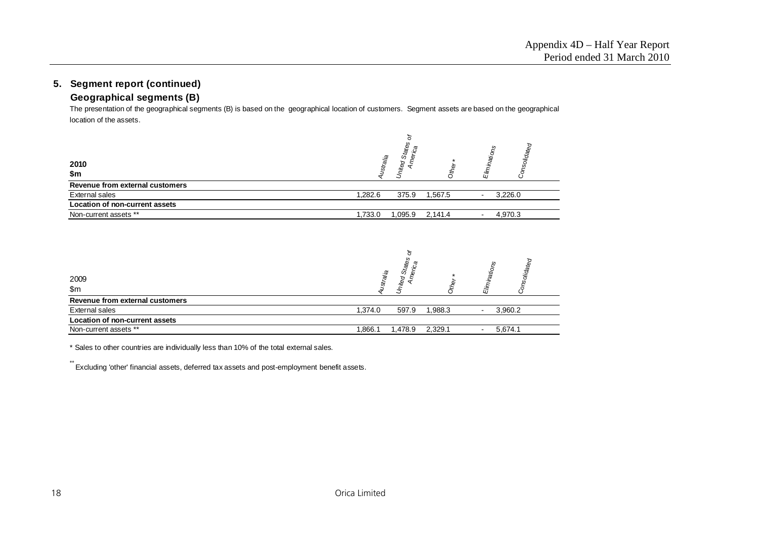## 5. Segment report (continued)

### Geographical segments (B)

The presentation of the geographical segments (B) is based on the geographical location of customers. Segment assets are based on the geographical location of the assets.

| **2010**<br>**$m** | Australia | United States of America | Other * | Eliminations | Consolidated |
|---|---|---|---|---|---|
| **Revenue from external customers** | | | | | |
| External sales | 1,282.6 | 375.9 | 1,567.5 | - | 3,226.0 |
| **Location of non-current assets** | | | | | |
| Non-current assets ** | 1,733.0 | 1,095.9 | 2,141.4 | - | 4,970.3 |

| 2009<br>$m | Australia | United States of America | Other * | Eliminations | Consolidated |
|---|---|---|---|---|---|
| **Revenue from external customers** | | | | | |
| External sales | 1,374.0 | 597.9 | 1,988.3 | - | 3,960.2 |
| **Location of non-current assets** | | | | | |
| Non-current assets ** | 1,866.1 | 1,478.9 | 2,329.1 | - | 5,674.1 |

* Sales to other countries are individually less than 10% of the total external sales.

** Excluding 'other' financial assets, deferred tax assets and post-employment benefit assets.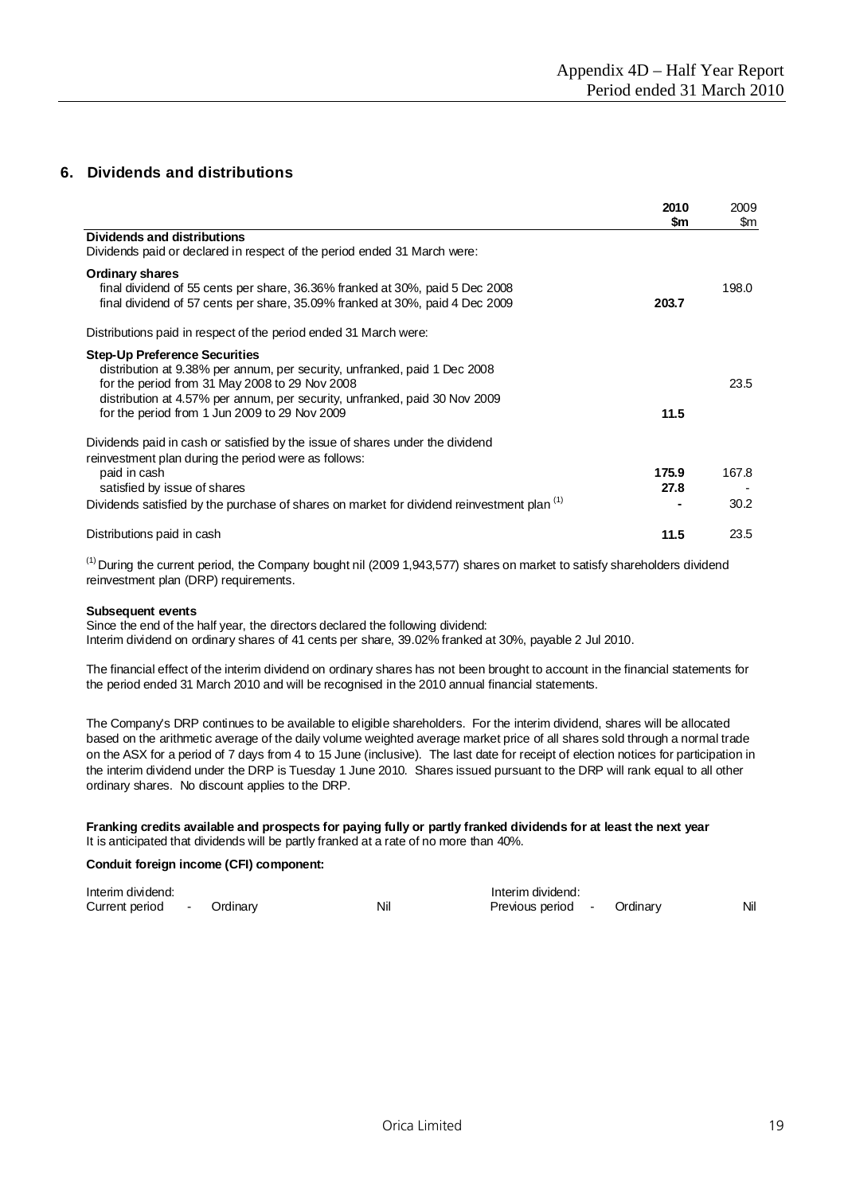## 6. Dividends and distributions

| | 2010 $m | 2009 $m |
|---|---|---|
| **Dividends and distributions** | | |
| Dividends paid or declared in respect of the period ended 31 March were: | | |
| **Ordinary shares** | | |
| final dividend of 55 cents per share, 36.36% franked at 30%, paid 5 Dec 2008 | | 198.0 |
| final dividend of 57 cents per share, 35.09% franked at 30%, paid 4 Dec 2009 | **203.7** | |
| Distributions paid in respect of the period ended 31 March were: | | |
| **Step-Up Preference Securities** | | |
| distribution at 9.38% per annum, per security, unfranked, paid 1 Dec 2008 for the period from 31 May 2008 to 29 Nov 2008 | | 23.5 |
| distribution at 4.57% per annum, per security, unfranked, paid 30 Nov 2009 for the period from 1 Jun 2009 to 29 Nov 2009 | **11.5** | |
| Dividends paid in cash or satisfied by the issue of shares under the dividend reinvestment plan during the period were as follows: | | |
| paid in cash | **175.9** | 167.8 |
| satisfied by issue of shares | **27.8** | - |
| Dividends satisfied by the purchase of shares on market for dividend reinvestment plan [1] | **-** | 30.2 |
| Distributions paid in cash | **11.5** | 23.5 |

[1] During the current period, the Company bought nil (2009 1,943,577) shares on market to satisfy shareholders dividend reinvestment plan (DRP) requirements.

**Subsequent events**

Since the end of the half year, the directors declared the following dividend:
Interim dividend on ordinary shares of 41 cents per share, 39.02% franked at 30%, payable 2 Jul 2010.

The financial effect of the interim dividend on ordinary shares has not been brought to account in the financial statements for the period ended 31 March 2010 and will be recognised in the 2010 annual financial statements.

The Company's DRP continues to be available to eligible shareholders. For the interim dividend, shares will be allocated based on the arithmetic average of the daily volume weighted average market price of all shares sold through a normal trade on the ASX for a period of 7 days from 4 to 15 June (inclusive). The last date for receipt of election notices for participation in the interim dividend under the DRP is Tuesday 1 June 2010. Shares issued pursuant to the DRP will rank equal to all other ordinary shares. No discount applies to the DRP.

**Franking credits available and prospects for paying fully or partly franked dividends for at least the next year**

It is anticipated that dividends will be partly franked at a rate of no more than 40%.

**Conduit foreign income (CFI) component:**

| Interim dividend: | | | Interim dividend: | | |
|---|---|---|---|---|---|
| Current period | - Ordinary | Nil | Previous period | - Ordinary | Nil |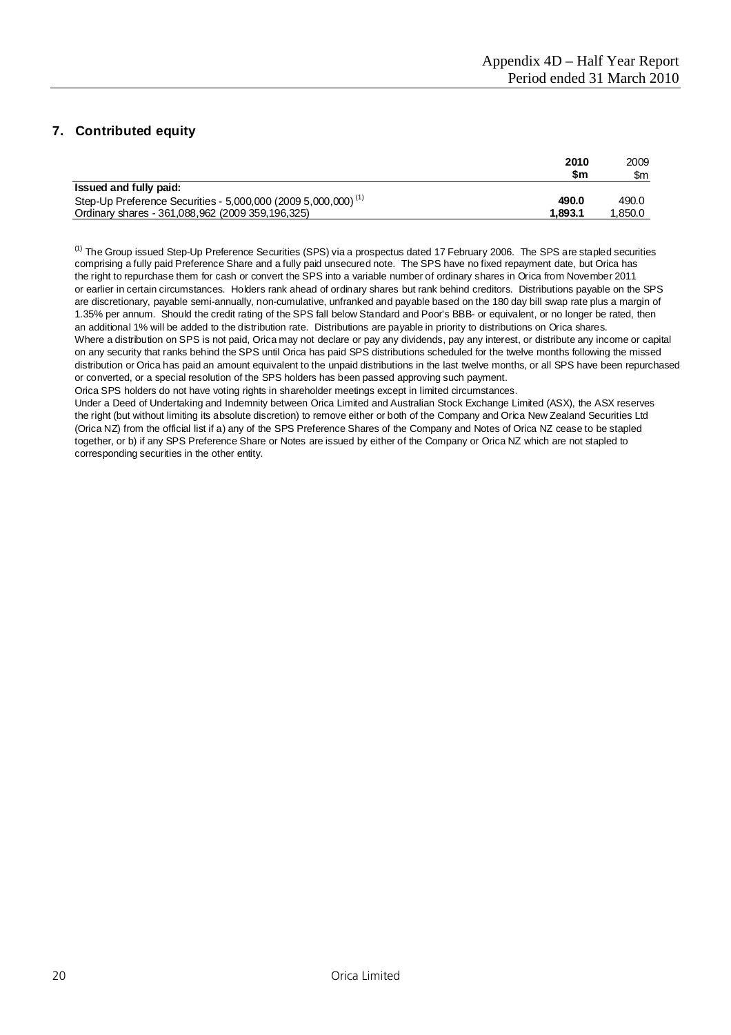## 7. Contributed equity

| | 2010 $m | 2009 $m |
|---|---|---|
| **Issued and fully paid:** | | |
| Step-Up Preference Securities - 5,000,000 (2009 5,000,000) [1] | **490.0** | 490.0 |
| Ordinary shares - 361,088,962 (2009 359,196,325) | **1,893.1** | 1,850.0 |

[1] The Group issued Step-Up Preference Securities (SPS) via a prospectus dated 17 February 2006. The SPS are stapled securities comprising a fully paid Preference Share and a fully paid unsecured note. The SPS have no fixed repayment date, but Orica has the right to repurchase them for cash or convert the SPS into a variable number of ordinary shares in Orica from November 2011 or earlier in certain circumstances. Holders rank ahead of ordinary shares but rank behind creditors. Distributions payable on the SPS are discretionary, payable semi-annually, non-cumulative, unfranked and payable based on the 180 day bill swap rate plus a margin of 1.35% per annum. Should the credit rating of the SPS fall below Standard and Poor's BBB- or equivalent, or no longer be rated, then an additional 1% will be added to the distribution rate. Distributions are payable in priority to distributions on Orica shares.
Where a distribution on SPS is not paid, Orica may not declare or pay any dividends, pay any interest, or distribute any income or capital on any security that ranks behind the SPS until Orica has paid SPS distributions scheduled for the twelve months following the missed distribution or Orica has paid an amount equivalent to the unpaid distributions in the last twelve months, or all SPS have been repurchased or converted, or a special resolution of the SPS holders has been passed approving such payment.
Orica SPS holders do not have voting rights in shareholder meetings except in limited circumstances.
Under a Deed of Undertaking and Indemnity between Orica Limited and Australian Stock Exchange Limited (ASX), the ASX reserves the right (but without limiting its absolute discretion) to remove either or both of the Company and Orica New Zealand Securities Ltd (Orica NZ) from the official list if a) any of the SPS Preference Shares of the Company and Notes of Orica NZ cease to be stapled together, or b) if any SPS Preference Share or Notes are issued by either of the Company or Orica NZ which are not stapled to corresponding securities in the other entity.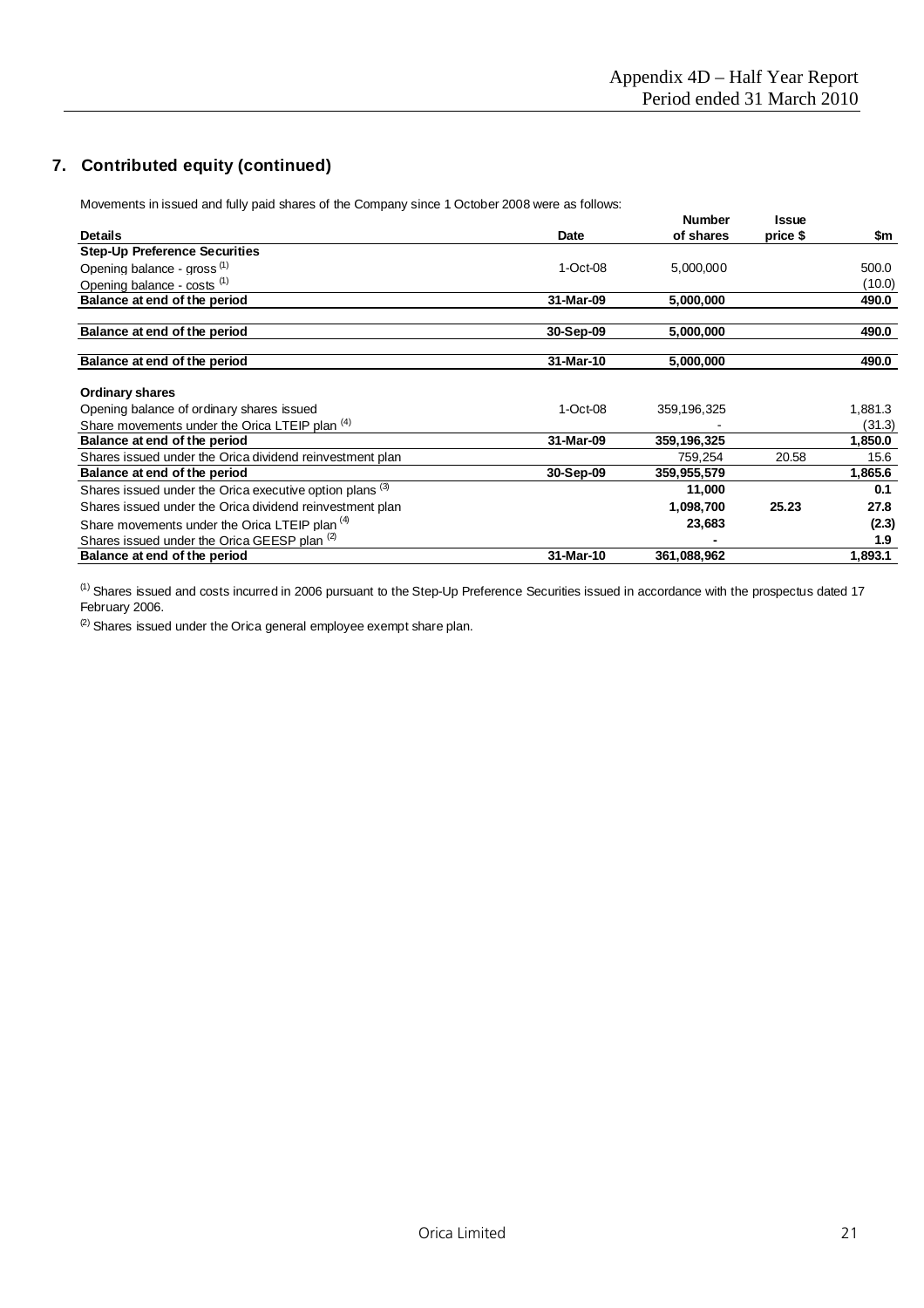## 7. Contributed equity (continued)

Movements in issued and fully paid shares of the Company since 1 October 2008 were as follows:

| Details | Date | Number of shares | Issue price $ | $m |
|---|---|---|---|---|
| **Step-Up Preference Securities** | | | | |
| Opening balance - gross [1] | 1-Oct-08 | 5,000,000 | | 500.0 |
| Opening balance - costs [1] | | | | (10.0) |
| **Balance at end of the period** | **31-Mar-09** | **5,000,000** | | **490.0** |
| **Balance at end of the period** | **30-Sep-09** | **5,000,000** | | **490.0** |
| **Balance at end of the period** | **31-Mar-10** | **5,000,000** | | **490.0** |
| **Ordinary shares** | | | | |
| Opening balance of ordinary shares issued | 1-Oct-08 | 359,196,325 | | 1,881.3 |
| Share movements under the Orica LTEIP plan [4] | | - | | (31.3) |
| **Balance at end of the period** | **31-Mar-09** | **359,196,325** | | **1,850.0** |
| Shares issued under the Orica dividend reinvestment plan | | 759,254 | 20.58 | 15.6 |
| **Balance at end of the period** | **30-Sep-09** | **359,955,579** | | **1,865.6** |
| Shares issued under the Orica executive option plans [3] | | **11,000** | | **0.1** |
| Shares issued under the Orica dividend reinvestment plan | | **1,098,700** | **25.23** | **27.8** |
| Share movements under the Orica LTEIP plan [4] | | **23,683** | | **(2.3)** |
| Shares issued under the Orica GEESP plan [2] | | **-** | | **1.9** |
| **Balance at end of the period** | **31-Mar-10** | **361,088,962** | | **1,893.1** |

[1] Shares issued and costs incurred in 2006 pursuant to the Step-Up Preference Securities issued in accordance with the prospectus dated 17 February 2006.

[2] Shares issued under the Orica general employee exempt share plan.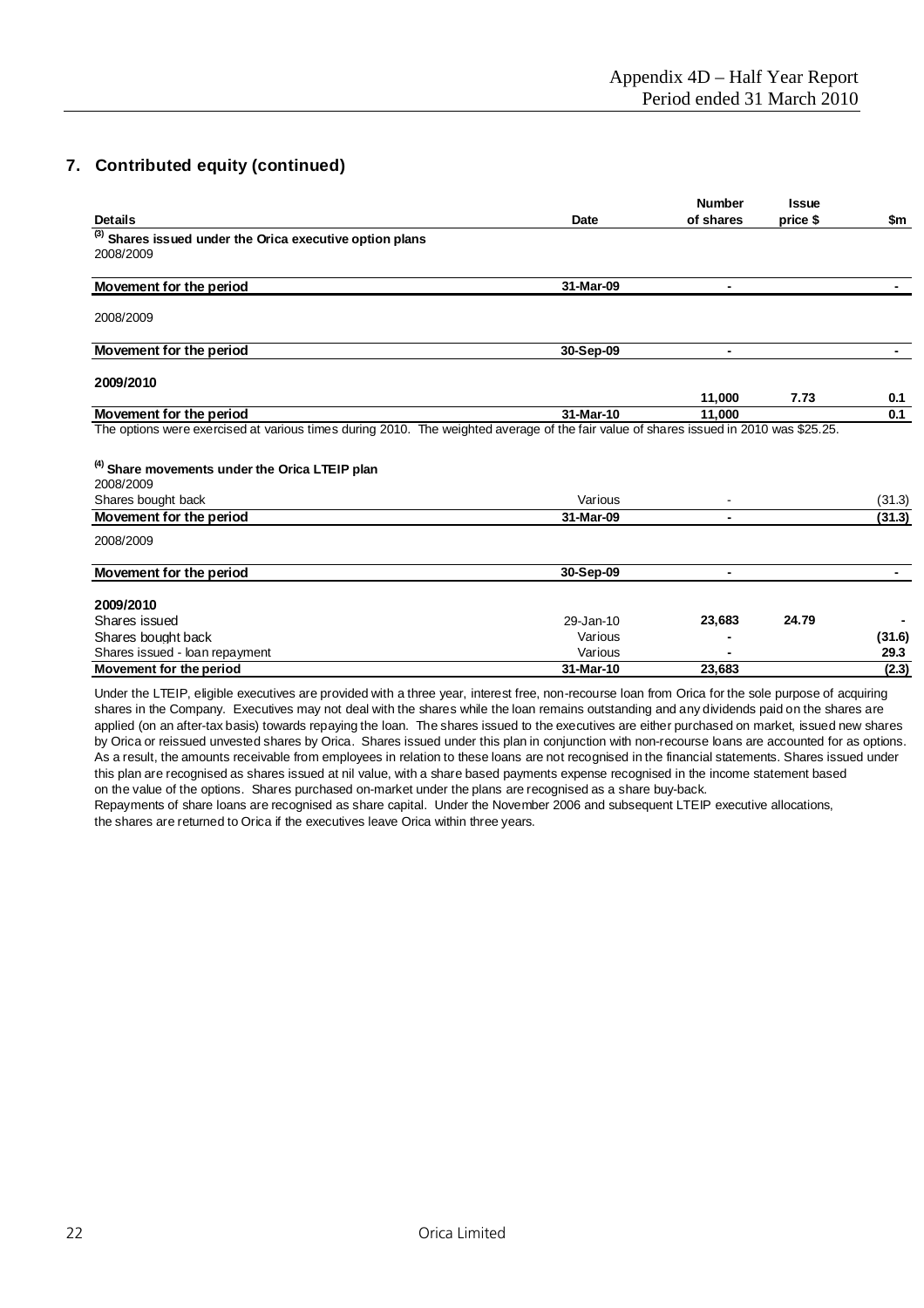## 7. Contributed equity (continued)

| Details | Date | Number of shares | Issue price $ | $m |
|---|---|---|---|---|
| **(3) Shares issued under the Orica executive option plans** | | | | |
| 2008/2009 | | | | |
| **Movement for the period** | **31-Mar-09** | **-** | | **-** |
| 2008/2009 | | | | |
| **Movement for the period** | **30-Sep-09** | **-** | | **-** |
| **2009/2010** | | | | |
| | | **11,000** | **7.73** | **0.1** |
| **Movement for the period** | **31-Mar-10** | **11,000** | | **0.1** |

The options were exercised at various times during 2010. The weighted average of the fair value of shares issued in 2010 was $25.25.

| Details | Date | Number of shares | Issue price $ | $m |
|---|---|---|---|---|
| **(4) Share movements under the Orica LTEIP plan** | | | | |
| 2008/2009 | | | | |
| Shares bought back | Various | - | | (31.3) |
| **Movement for the period** | **31-Mar-09** | **-** | | **(31.3)** |
| 2008/2009 | | | | |
| **Movement for the period** | **30-Sep-09** | **-** | | **-** |
| **2009/2010** | | | | |
| Shares issued | 29-Jan-10 | **23,683** | **24.79** | **-** |
| Shares bought back | Various | **-** | | **(31.6)** |
| Shares issued - loan repayment | Various | **-** | | **29.3** |
| **Movement for the period** | **31-Mar-10** | **23,683** | | **(2.3)** |

Under the LTEIP, eligible executives are provided with a three year, interest free, non-recourse loan from Orica for the sole purpose of acquiring shares in the Company. Executives may not deal with the shares while the loan remains outstanding and any dividends paid on the shares are applied (on an after-tax basis) towards repaying the loan. The shares issued to the executives are either purchased on market, issued new shares by Orica or reissued unvested shares by Orica. Shares issued under this plan in conjunction with non-recourse loans are accounted for as options. As a result, the amounts receivable from employees in relation to these loans are not recognised in the financial statements. Shares issued under this plan are recognised as shares issued at nil value, with a share based payments expense recognised in the income statement based on the value of the options. Shares purchased on-market under the plans are recognised as a share buy-back.
Repayments of share loans are recognised as share capital. Under the November 2006 and subsequent LTEIP executive allocations, the shares are returned to Orica if the executives leave Orica within three years.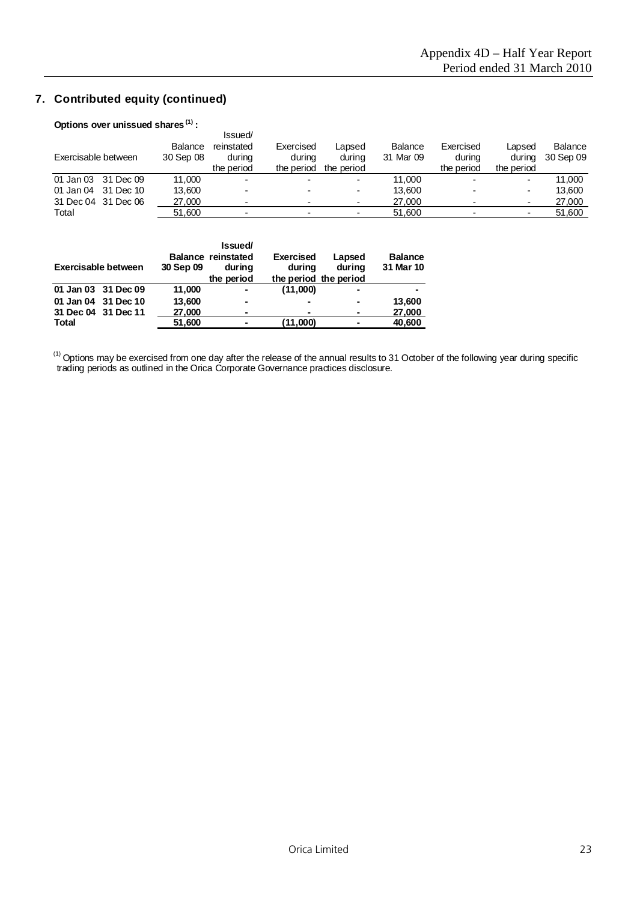## 7. Contributed equity (continued)

**Options over unissued shares [(1)] :**

| Exercisable between | | Balance 30 Sep 08 | Issued/ reinstated during the period | Exercised during the period | Lapsed during the period | Balance 31 Mar 09 | Exercised during the period | Lapsed during the period | Balance 30 Sep 09 |
|---|---|---|---|---|---|---|---|---|---|
| 01 Jan 03 | 31 Dec 09 | 11,000 | - | - | - | 11,000 | - | - | 11,000 |
| 01 Jan 04 | 31 Dec 10 | 13,600 | - | - | - | 13,600 | - | - | 13,600 |
| 31 Dec 04 | 31 Dec 06 | 27,000 | - | - | - | 27,000 | - | - | 27,000 |
| Total | | 51,600 | - | - | - | 51,600 | - | - | 51,600 |

| **Exercisable between** | | **Balance 30 Sep 09** | **Issued/ reinstated during the period** | **Exercised during the period** | **Lapsed during the period** | **Balance 31 Mar 10** |
|---|---|---|---|---|---|---|
| **01 Jan 03** | **31 Dec 09** | **11,000** | **-** | **(11,000)** | **-** | **-** |
| **01 Jan 04** | **31 Dec 10** | **13,600** | **-** | **-** | **-** | **13,600** |
| **31 Dec 04** | **31 Dec 11** | **27,000** | **-** | **-** | **-** | **27,000** |
| **Total** | | **51,600** | **-** | **(11,000)** | **-** | **40,600** |

[(1)] Options may be exercised from one day after the release of the annual results to 31 October of the following year during specific trading periods as outlined in the Orica Corporate Governance practices disclosure.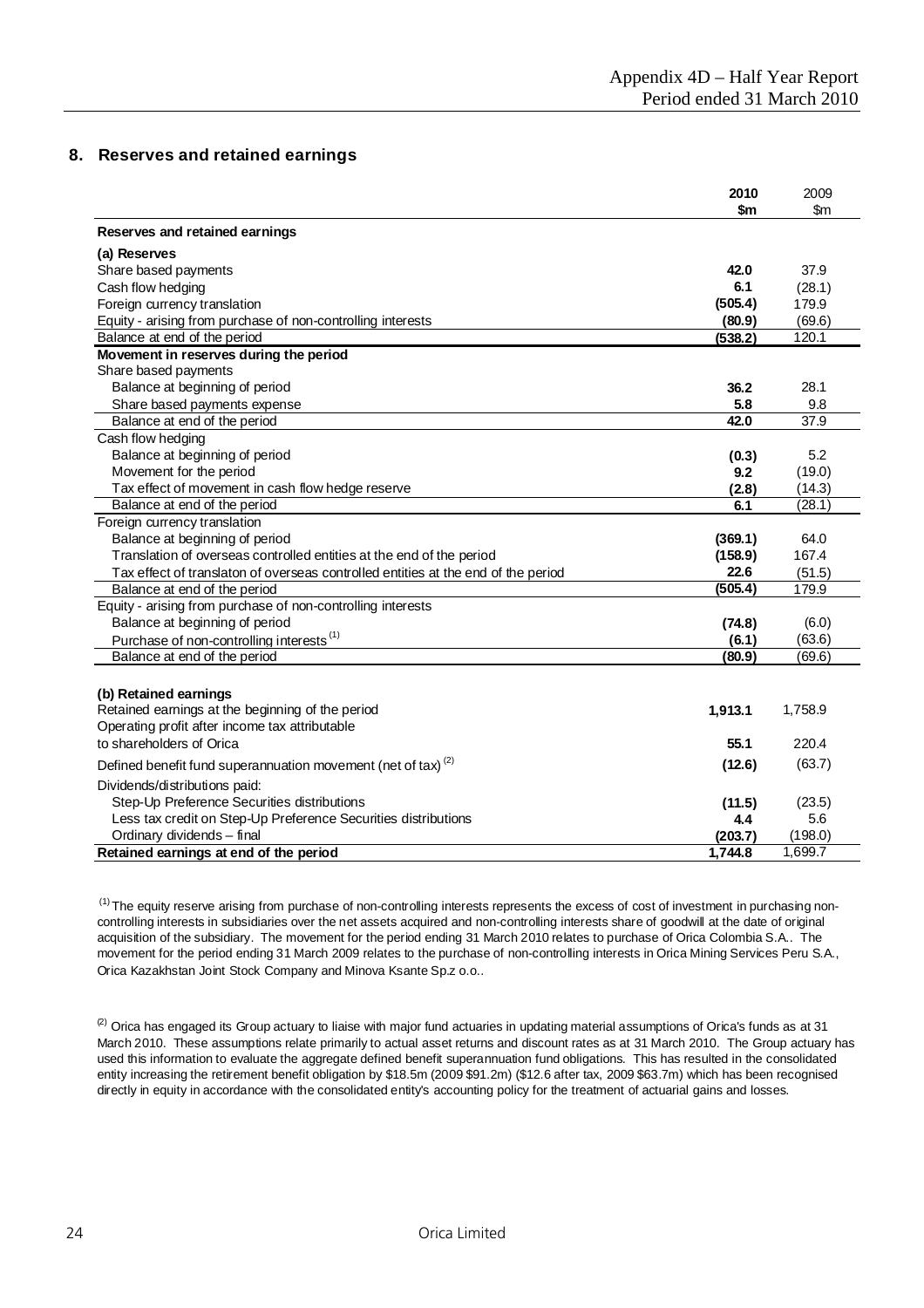## 8. Reserves and retained earnings

| | 2010 $m | 2009 $m |
|---|---|---|
| **Reserves and retained earnings** | | |
| **(a) Reserves** | | |
| Share based payments | **42.0** | 37.9 |
| Cash flow hedging | **6.1** | (28.1) |
| Foreign currency translation | **(505.4)** | 179.9 |
| Equity - arising from purchase of non-controlling interests | **(80.9)** | (69.6) |
| Balance at end of the period | **(538.2)** | 120.1 |
| **Movement in reserves during the period** | | |
| Share based payments | | |
| Balance at beginning of period | **36.2** | 28.1 |
| Share based payments expense | **5.8** | 9.8 |
| Balance at end of the period | **42.0** | 37.9 |
| Cash flow hedging | | |
| Balance at beginning of period | **(0.3)** | 5.2 |
| Movement for the period | **9.2** | (19.0) |
| Tax effect of movement in cash flow hedge reserve | **(2.8)** | (14.3) |
| Balance at end of the period | **6.1** | (28.1) |
| Foreign currency translation | | |
| Balance at beginning of period | **(369.1)** | 64.0 |
| Translation of overseas controlled entities at the end of the period | **(158.9)** | 167.4 |
| Tax effect of translaton of overseas controlled entities at the end of the period | **22.6** | (51.5) |
| Balance at end of the period | **(505.4)** | 179.9 |
| Equity - arising from purchase of non-controlling interests | | |
| Balance at beginning of period | **(74.8)** | (6.0) |
| Purchase of non-controlling interests [1] | **(6.1)** | (63.6) |
| Balance at end of the period | **(80.9)** | (69.6) |
| | | |
| **(b) Retained earnings** | | |
| Retained earnings at the beginning of the period | **1,913.1** | 1,758.9 |
| Operating profit after income tax attributable to shareholders of Orica | **55.1** | 220.4 |
| Defined benefit fund superannuation movement (net of tax) [2] | **(12.6)** | (63.7) |
| Dividends/distributions paid: | | |
| Step-Up Preference Securities distributions | **(11.5)** | (23.5) |
| Less tax credit on Step-Up Preference Securities distributions | **4.4** | 5.6 |
| Ordinary dividends – final | **(203.7)** | (198.0) |
| **Retained earnings at end of the period** | **1,744.8** | 1,699.7 |

[1] The equity reserve arising from purchase of non-controlling interests represents the excess of cost of investment in purchasing non-controlling interests in subsidiaries over the net assets acquired and non-controlling interests share of goodwill at the date of original acquisition of the subsidiary. The movement for the period ending 31 March 2010 relates to purchase of Orica Colombia S.A.. The movement for the period ending 31 March 2009 relates to the purchase of non-controlling interests in Orica Mining Services Peru S.A., Orica Kazakhstan Joint Stock Company and Minova Ksante Sp.z o.o..

[2] Orica has engaged its Group actuary to liaise with major fund actuaries in updating material assumptions of Orica's funds as at 31 March 2010. These assumptions relate primarily to actual asset returns and discount rates as at 31 March 2010. The Group actuary has used this information to evaluate the aggregate defined benefit superannuation fund obligations. This has resulted in the consolidated entity increasing the retirement benefit obligation by $18.5m (2009 $91.2m) ($12.6 after tax, 2009 $63.7m) which has been recognised directly in equity in accordance with the consolidated entity's accounting policy for the treatment of actuarial gains and losses.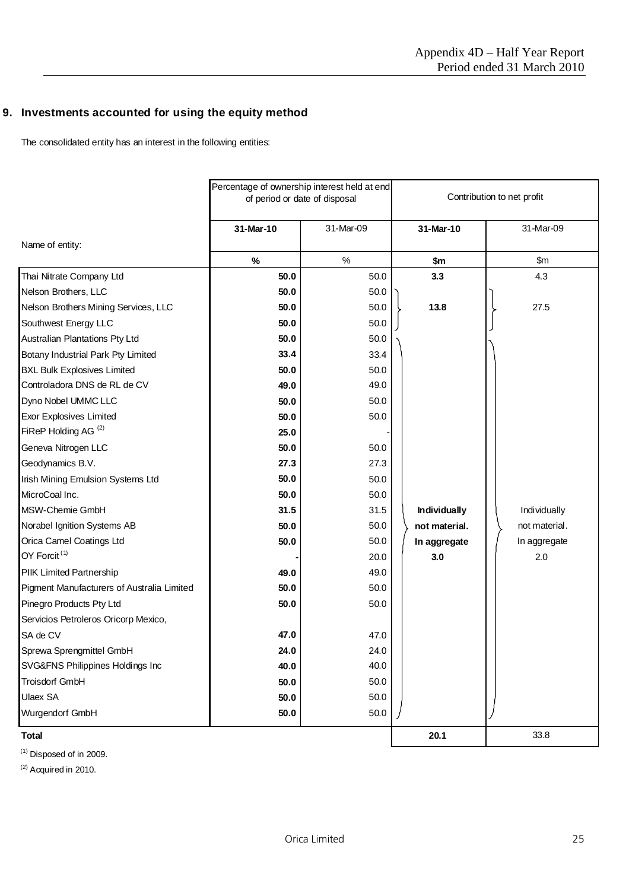## 9. Investments accounted for using the equity method

The consolidated entity has an interest in the following entities:

| Name of entity: | Percentage of ownership interest held at end of period or date of disposal | | Contribution to net profit | |
|---|---|---|---|---|
| | **31-Mar-10** | 31-Mar-09 | **31-Mar-10** | 31-Mar-09 |
| | **%** | % | **$m** | $m |
| Thai Nitrate Company Ltd | **50.0** | 50.0 | **3.3** | 4.3 |
| Nelson Brothers, LLC | **50.0** | 50.0 | **13.8** | 27.5 |
| Nelson Brothers Mining Services, LLC | **50.0** | 50.0 | | |
| Southwest Energy LLC | **50.0** | 50.0 | | |
| Australian Plantations Pty Ltd | **50.0** | 50.0 | **Individually not material. In aggregate 3.0** | Individually not material. In aggregate 2.0 |
| Botany Industrial Park Pty Limited | **33.4** | 33.4 | | |
| BXL Bulk Explosives Limited | **50.0** | 50.0 | | |
| Controladora DNS de RL de CV | **49.0** | 49.0 | | |
| Dyno Nobel UMMC LLC | **50.0** | 50.0 | | |
| Exor Explosives Limited | **50.0** | 50.0 | | |
| FiReP Holding AG [(2)] | **25.0** | - | | |
| Geneva Nitrogen LLC | **50.0** | 50.0 | | |
| Geodynamics B.V. | **27.3** | 27.3 | | |
| Irish Mining Emulsion Systems Ltd | **50.0** | 50.0 | | |
| MicroCoal Inc. | **50.0** | 50.0 | | |
| MSW-Chemie GmbH | **31.5** | 31.5 | | |
| Norabel Ignition Systems AB | **50.0** | 50.0 | | |
| Orica Camel Coatings Ltd | **50.0** | 50.0 | | |
| OY Forcit [(1)] | **-** | 20.0 | | |
| PIIK Limited Partnership | **49.0** | 49.0 | | |
| Pigment Manufacturers of Australia Limited | **50.0** | 50.0 | | |
| Pinegro Products Pty Ltd | **50.0** | 50.0 | | |
| Servicios Petroleros Oricorp Mexico, SA de CV | **47.0** | 47.0 | | |
| Sprewa Sprengmittel GmbH | **24.0** | 24.0 | | |
| SVG&FNS Philippines Holdings Inc | **40.0** | 40.0 | | |
| Troisdorf GmbH | **50.0** | 50.0 | | |
| Ulaex SA | **50.0** | 50.0 | | |
| Wurgendorf GmbH | **50.0** | 50.0 | | |
| **Total** | | | **20.1** | 33.8 |

(1) Disposed of in 2009.

(2) Acquired in 2010.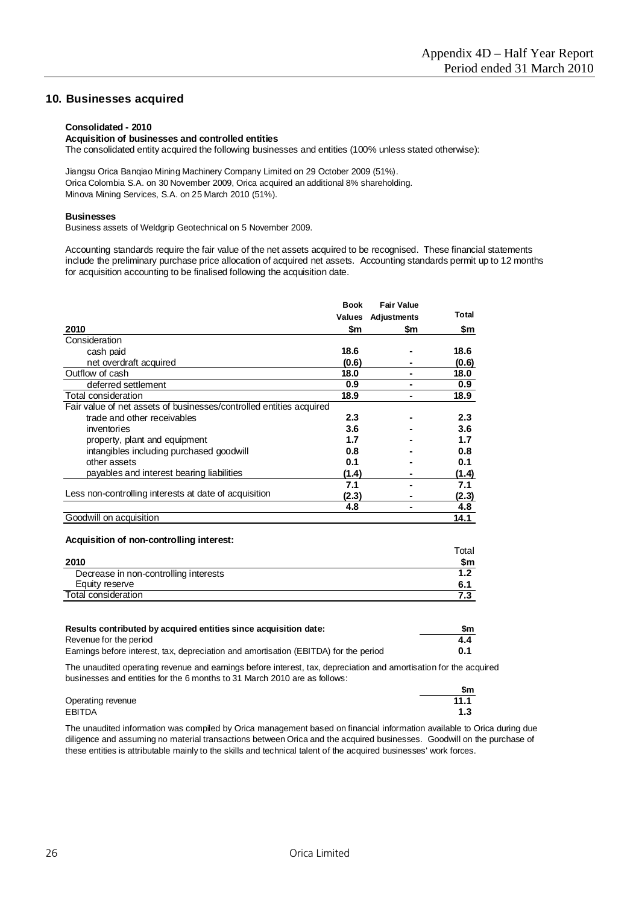## 10. Businesses acquired

**Consolidated - 2010**

**Acquisition of businesses and controlled entities**

The consolidated entity acquired the following businesses and entities (100% unless stated otherwise):

Jiangsu Orica Banqiao Mining Machinery Company Limited on 29 October 2009 (51%).
Orica Colombia S.A. on 30 November 2009, Orica acquired an additional 8% shareholding.
Minova Mining Services, S.A. on 25 March 2010 (51%).

**Businesses**

Business assets of Weldgrip Geotechnical on 5 November 2009.

Accounting standards require the fair value of the net assets acquired to be recognised. These financial statements include the preliminary purchase price allocation of acquired net assets. Accounting standards permit up to 12 months for acquisition accounting to be finalised following the acquisition date.

| 2010 | Book Values $m | Fair Value Adjustments $m | Total $m |
|---|---|---|---|
| Consideration | | | |
| cash paid | 18.6 | - | 18.6 |
| net overdraft acquired | (0.6) | - | (0.6) |
| Outflow of cash | 18.0 | - | 18.0 |
| deferred settlement | 0.9 | - | 0.9 |
| Total consideration | 18.9 | - | 18.9 |
| Fair value of net assets of businesses/controlled entities acquired | | | |
| trade and other receivables | 2.3 | - | 2.3 |
| inventories | 3.6 | - | 3.6 |
| property, plant and equipment | 1.7 | - | 1.7 |
| intangibles including purchased goodwill | 0.8 | - | 0.8 |
| other assets | 0.1 | - | 0.1 |
| payables and interest bearing liabilities | (1.4) | - | (1.4) |
| | 7.1 | - | 7.1 |
| Less non-controlling interests at date of acquisition | (2.3) | - | (2.3) |
| | 4.8 | - | 4.8 |
| Goodwill on acquisition | | | 14.1 |

**Acquisition of non-controlling interest:**

| 2010 | Total $m |
|---|---|
| Decrease in non-controlling interests | 1.2 |
| Equity reserve | 6.1 |
| Total consideration | 7.3 |

| **Results contributed by acquired entities since acquisition date:** | **$m** |
|---|---|
| Revenue for the period | 4.4 |
| Earnings before interest, tax, depreciation and amortisation (EBITDA) for the period | 0.1 |

The unaudited operating revenue and earnings before interest, tax, depreciation and amortisation for the acquired businesses and entities for the 6 months to 31 March 2010 are as follows:

| | $m |
|---|---|
| Operating revenue | 11.1 |
| EBITDA | 1.3 |

The unaudited information was compiled by Orica management based on financial information available to Orica during due diligence and assuming no material transactions between Orica and the acquired businesses. Goodwill on the purchase of these entities is attributable mainly to the skills and technical talent of the acquired businesses' work forces.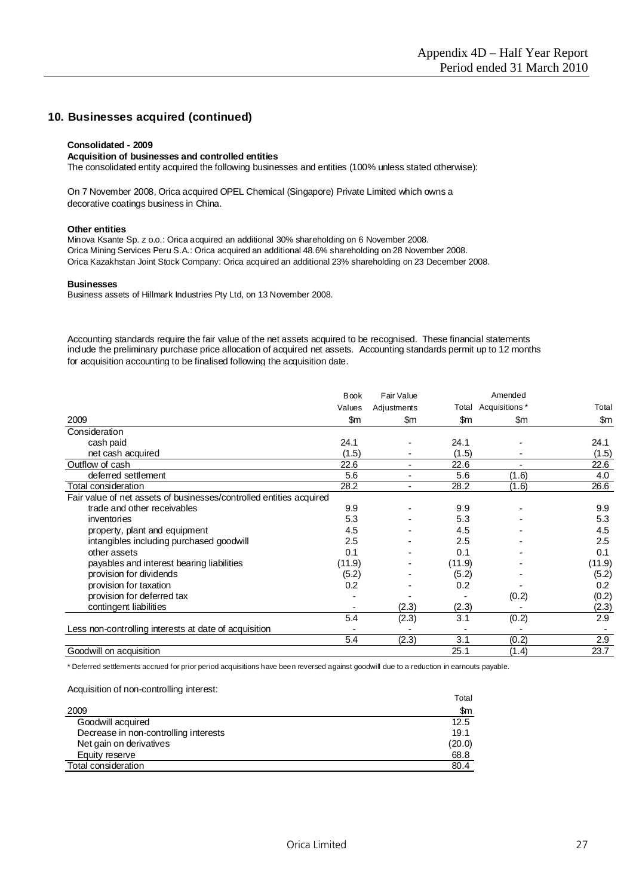## 10. Businesses acquired (continued)

**Consolidated - 2009**

**Acquisition of businesses and controlled entities**

The consolidated entity acquired the following businesses and entities (100% unless stated otherwise):

On 7 November 2008, Orica acquired OPEL Chemical (Singapore) Private Limited which owns a decorative coatings business in China.

**Other entities**

Minova Ksante Sp. z o.o.: Orica acquired an additional 30% shareholding on 6 November 2008.
Orica Mining Services Peru S.A.: Orica acquired an additional 48.6% shareholding on 28 November 2008.
Orica Kazakhstan Joint Stock Company: Orica acquired an additional 23% shareholding on 23 December 2008.

**Businesses**

Business assets of Hillmark Industries Pty Ltd, on 13 November 2008.

Accounting standards require the fair value of the net assets acquired to be recognised. These financial statements include the preliminary purchase price allocation of acquired net assets. Accounting standards permit up to 12 months for acquisition accounting to be finalised following the acquisition date.

| 2009 | Book Values $m | Fair Value Adjustments $m | Total $m | Amended Acquisitions * $m | Total $m |
|---|---|---|---|---|---|
| Consideration | | | | | |
| cash paid | 24.1 | - | 24.1 | - | 24.1 |
| net cash acquired | (1.5) | - | (1.5) | - | (1.5) |
| Outflow of cash | 22.6 | - | 22.6 | - | 22.6 |
| deferred settlement | 5.6 | - | 5.6 | (1.6) | 4.0 |
| Total consideration | 28.2 | - | 28.2 | (1.6) | 26.6 |
| Fair value of net assets of businesses/controlled entities acquired | | | | | |
| trade and other receivables | 9.9 | - | 9.9 | - | 9.9 |
| inventories | 5.3 | - | 5.3 | - | 5.3 |
| property, plant and equipment | 4.5 | - | 4.5 | - | 4.5 |
| intangibles including purchased goodwill | 2.5 | - | 2.5 | - | 2.5 |
| other assets | 0.1 | - | 0.1 | - | 0.1 |
| payables and interest bearing liabilities | (11.9) | - | (11.9) | - | (11.9) |
| provision for dividends | (5.2) | - | (5.2) | - | (5.2) |
| provision for taxation | 0.2 | - | 0.2 | - | 0.2 |
| provision for deferred tax | - | - | - | (0.2) | (0.2) |
| contingent liabilities | - | (2.3) | (2.3) | - | (2.3) |
| | 5.4 | (2.3) | 3.1 | (0.2) | 2.9 |
| Less non-controlling interests at date of acquisition | - | - | - | - | - |
| | 5.4 | (2.3) | 3.1 | (0.2) | 2.9 |
| Goodwill on acquisition | | | 25.1 | (1.4) | 23.7 |

\* Deferred settlements accrued for prior period acquisitions have been reversed against goodwill due to a reduction in earnouts payable.

Acquisition of non-controlling interest:

| 2009 | Total $m |
|---|---|
| Goodwill acquired | 12.5 |
| Decrease in non-controlling interests | 19.1 |
| Net gain on derivatives | (20.0) |
| Equity reserve | 68.8 |
| Total consideration | 80.4 |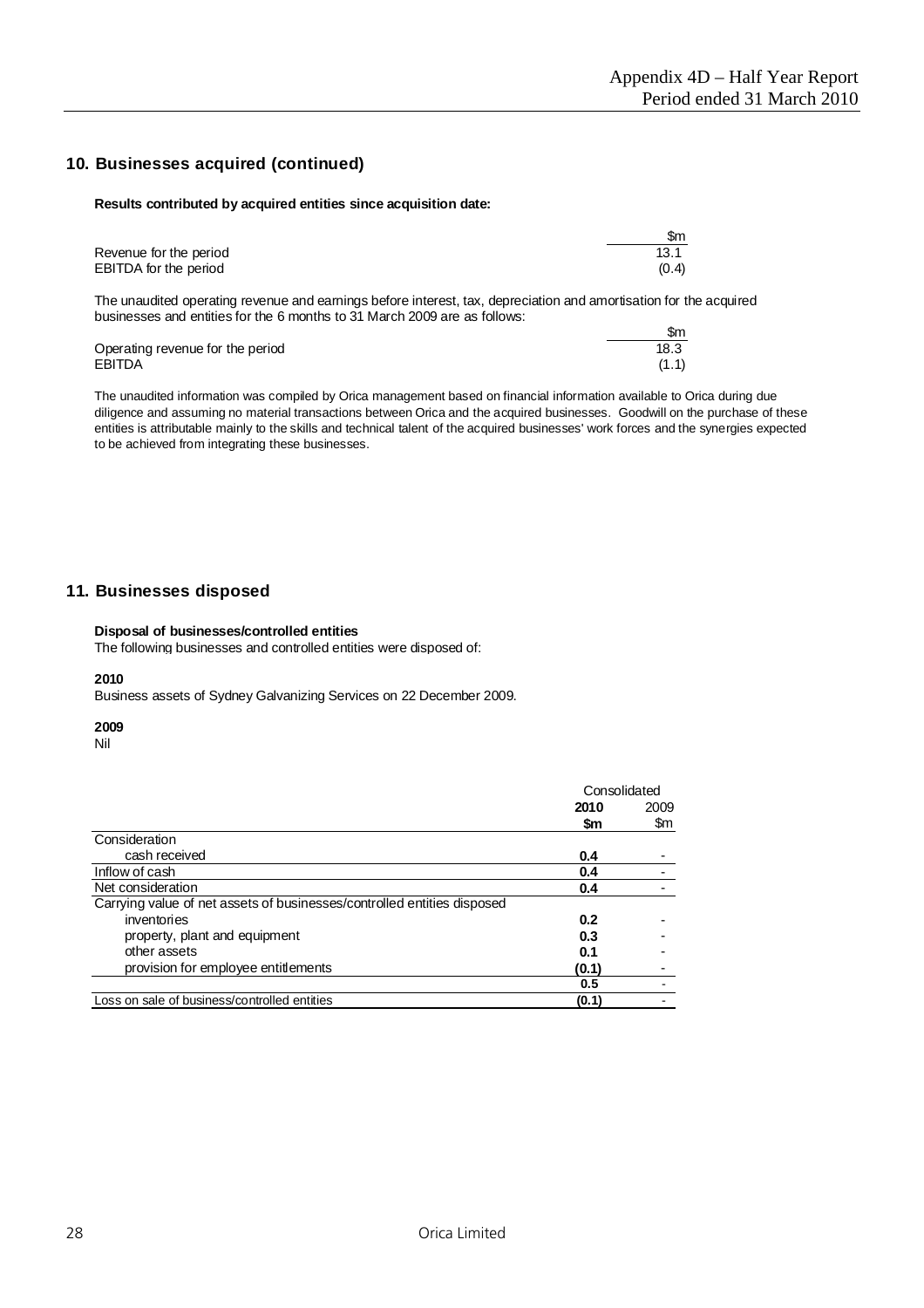## 10. Businesses acquired (continued)

**Results contributed by acquired entities since acquisition date:**

| | $m |
|---|---|
| Revenue for the period | 13.1 |
| EBITDA for the period | (0.4) |

The unaudited operating revenue and earnings before interest, tax, depreciation and amortisation for the acquired businesses and entities for the 6 months to 31 March 2009 are as follows:

| | $m |
|---|---|
| Operating revenue for the period | 18.3 |
| EBITDA | (1.1) |

The unaudited information was compiled by Orica management based on financial information available to Orica during due diligence and assuming no material transactions between Orica and the acquired businesses. Goodwill on the purchase of these entities is attributable mainly to the skills and technical talent of the acquired businesses' work forces and the synergies expected to be achieved from integrating these businesses.

## 11. Businesses disposed

**Disposal of businesses/controlled entities**

The following businesses and controlled entities were disposed of:

**2010**

Business assets of Sydney Galvanizing Services on 22 December 2009.

**2009**

Nil

| | Consolidated | |
|---|---|---|
| | **2010** | 2009 |
| | **$m** | $m |
| Consideration | | |
| cash received | **0.4** | - |
| Inflow of cash | **0.4** | - |
| Net consideration | **0.4** | - |
| Carrying value of net assets of businesses/controlled entities disposed | | |
| inventories | **0.2** | - |
| property, plant and equipment | **0.3** | - |
| other assets | **0.1** | - |
| provision for employee entitlements | **(0.1)** | - |
| | **0.5** | - |
| Loss on sale of business/controlled entities | **(0.1)** | - |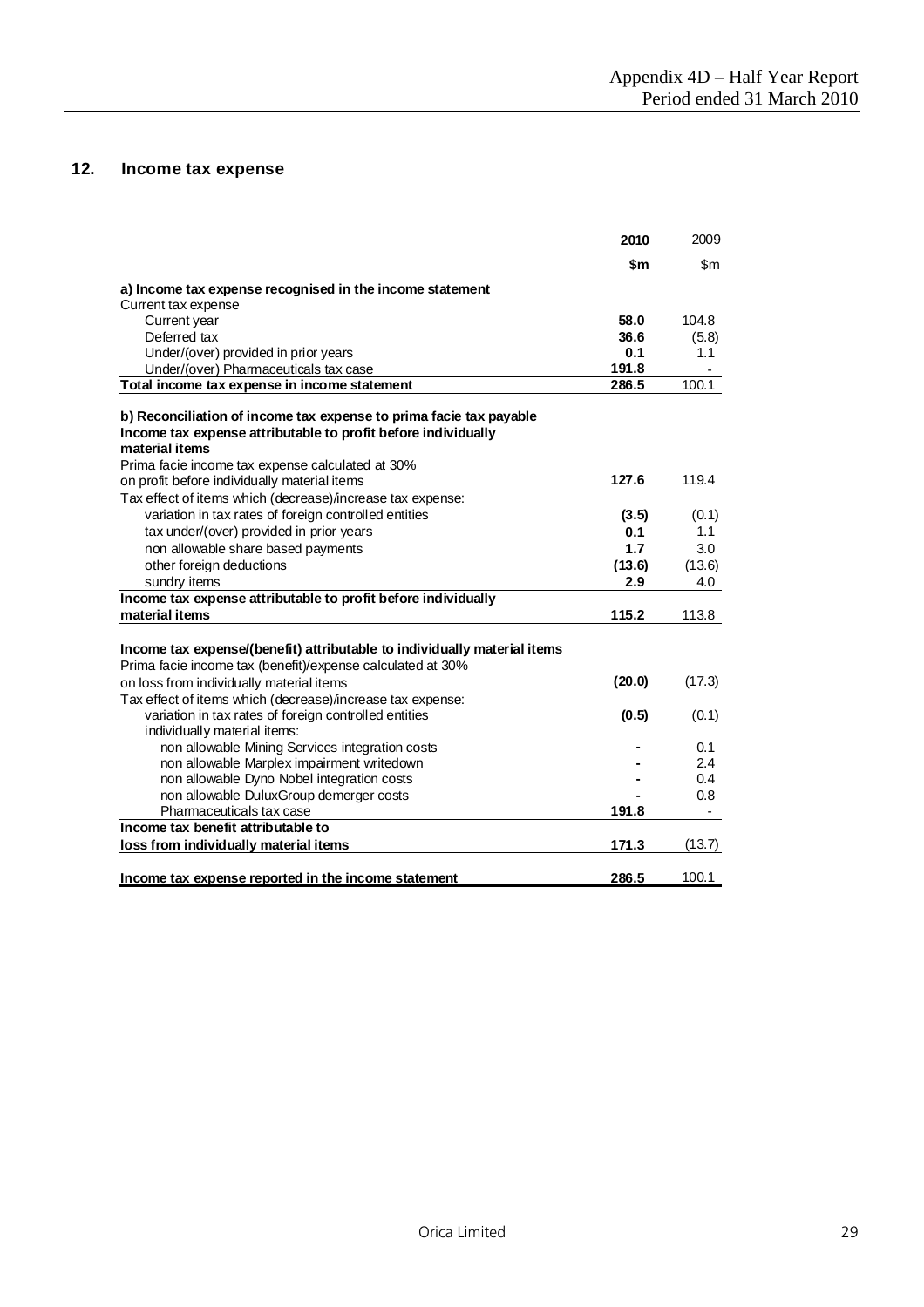## 12. Income tax expense

| | 2010 | 2009 |
|---|---|---|
| | $m | $m |
| **a) Income tax expense recognised in the income statement** | | |
| Current tax expense | | |
| Current year | **58.0** | 104.8 |
| Deferred tax | **36.6** | (5.8) |
| Under/(over) provided in prior years | **0.1** | 1.1 |
| Under/(over) Pharmaceuticals tax case | **191.8** | - |
| **Total income tax expense in income statement** | **286.5** | 100.1 |
| | | |
| **b) Reconciliation of income tax expense to prima facie tax payable** | | |
| **Income tax expense attributable to profit before individually material items** | | |
| Prima facie income tax expense calculated at 30% on profit before individually material items | **127.6** | 119.4 |
| Tax effect of items which (decrease)/increase tax expense: | | |
| variation in tax rates of foreign controlled entities | **(3.5)** | (0.1) |
| tax under/(over) provided in prior years | **0.1** | 1.1 |
| non allowable share based payments | **1.7** | 3.0 |
| other foreign deductions | **(13.6)** | (13.6) |
| sundry items | **2.9** | 4.0 |
| **Income tax expense attributable to profit before individually material items** | **115.2** | 113.8 |
| | | |
| **Income tax expense/(benefit) attributable to individually material items** | | |
| Prima facie income tax (benefit)/expense calculated at 30% on loss from individually material items | **(20.0)** | (17.3) |
| Tax effect of items which (decrease)/increase tax expense: | | |
| variation in tax rates of foreign controlled entities | **(0.5)** | (0.1) |
| individually material items: | | |
| non allowable Mining Services integration costs | **-** | 0.1 |
| non allowable Marplex impairment writedown | **-** | 2.4 |
| non allowable Dyno Nobel integration costs | **-** | 0.4 |
| non allowable DuluxGroup demerger costs | **-** | 0.8 |
| Pharmaceuticals tax case | **191.8** | - |
| **Income tax benefit attributable to loss from individually material items** | **171.3** | (13.7) |
| | | |
| **Income tax expense reported in the income statement** | **286.5** | 100.1 |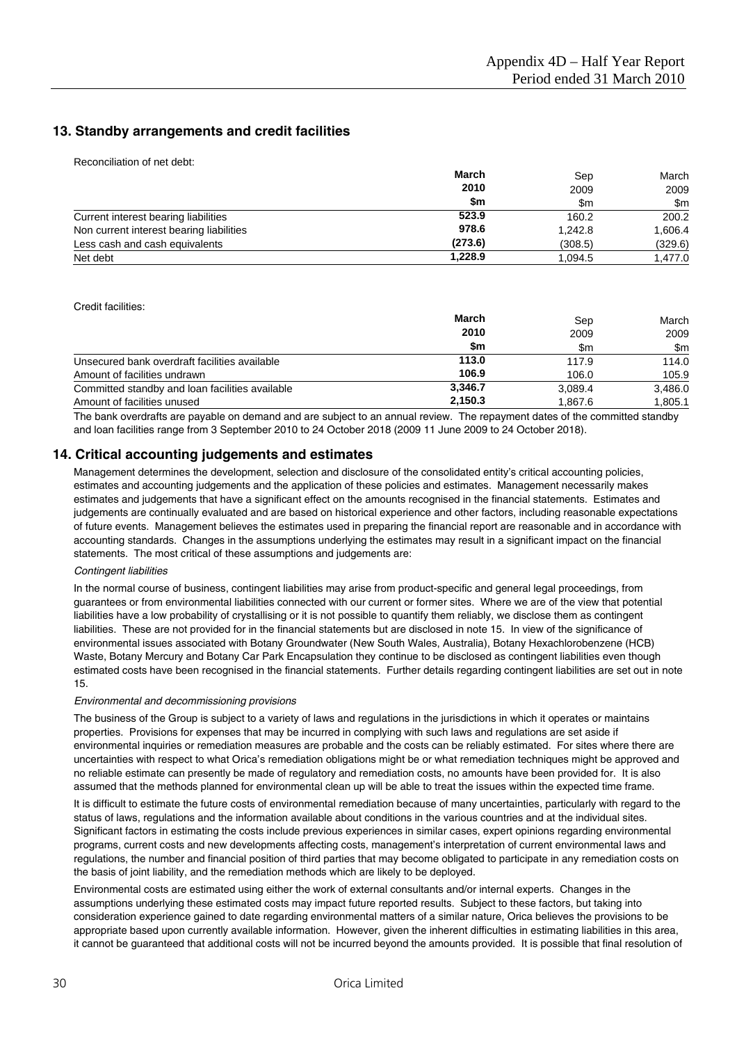## 13. Standby arrangements and credit facilities

Reconciliation of net debt:

| | **March 2010 $m** | Sep 2009 $m | March 2009 $m |
|---|---|---|---|
| Current interest bearing liabilities | **523.9** | 160.2 | 200.2 |
| Non current interest bearing liabilities | **978.6** | 1,242.8 | 1,606.4 |
| Less cash and cash equivalents | **(273.6)** | (308.5) | (329.6) |
| Net debt | **1,228.9** | 1,094.5 | 1,477.0 |

Credit facilities:

| | **March 2010 $m** | Sep 2009 $m | March 2009 $m |
|---|---|---|---|
| Unsecured bank overdraft facilities available | **113.0** | 117.9 | 114.0 |
| Amount of facilities undrawn | **106.9** | 106.0 | 105.9 |
| Committed standby and loan facilities available | **3,346.7** | 3,089.4 | 3,486.0 |
| Amount of facilities unused | **2,150.3** | 1,867.6 | 1,805.1 |

The bank overdrafts are payable on demand and are subject to an annual review. The repayment dates of the committed standby and loan facilities range from 3 September 2010 to 24 October 2018 (2009 11 June 2009 to 24 October 2018).

## 14. Critical accounting judgements and estimates

Management determines the development, selection and disclosure of the consolidated entity's critical accounting policies, estimates and accounting judgements and the application of these policies and estimates. Management necessarily makes estimates and judgements that have a significant effect on the amounts recognised in the financial statements. Estimates and judgements are continually evaluated and are based on historical experience and other factors, including reasonable expectations of future events. Management believes the estimates used in preparing the financial report are reasonable and in accordance with accounting standards. Changes in the assumptions underlying the estimates may result in a significant impact on the financial statements. The most critical of these assumptions and judgements are:

*Contingent liabilities*

In the normal course of business, contingent liabilities may arise from product-specific and general legal proceedings, from guarantees or from environmental liabilities connected with our current or former sites. Where we are of the view that potential liabilities have a low probability of crystallising or it is not possible to quantify them reliably, we disclose them as contingent liabilities. These are not provided for in the financial statements but are disclosed in note 15. In view of the significance of environmental issues associated with Botany Groundwater (New South Wales, Australia), Botany Hexachlorobenzene (HCB) Waste, Botany Mercury and Botany Car Park Encapsulation they continue to be disclosed as contingent liabilities even though estimated costs have been recognised in the financial statements. Further details regarding contingent liabilities are set out in note 15.

*Environmental and decommissioning provisions*

The business of the Group is subject to a variety of laws and regulations in the jurisdictions in which it operates or maintains properties. Provisions for expenses that may be incurred in complying with such laws and regulations are set aside if environmental inquiries or remediation measures are probable and the costs can be reliably estimated. For sites where there are uncertainties with respect to what Orica's remediation obligations might be or what remediation techniques might be approved and no reliable estimate can presently be made of regulatory and remediation costs, no amounts have been provided for. It is also assumed that the methods planned for environmental clean up will be able to treat the issues within the expected time frame.

It is difficult to estimate the future costs of environmental remediation because of many uncertainties, particularly with regard to the status of laws, regulations and the information available about conditions in the various countries and at the individual sites. Significant factors in estimating the costs include previous experiences in similar cases, expert opinions regarding environmental programs, current costs and new developments affecting costs, management's interpretation of current environmental laws and regulations, the number and financial position of third parties that may become obligated to participate in any remediation costs on the basis of joint liability, and the remediation methods which are likely to be deployed.

Environmental costs are estimated using either the work of external consultants and/or internal experts. Changes in the assumptions underlying these estimated costs may impact future reported results. Subject to these factors, but taking into consideration experience gained to date regarding environmental matters of a similar nature, Orica believes the provisions to be appropriate based upon currently available information. However, given the inherent difficulties in estimating liabilities in this area, it cannot be guaranteed that additional costs will not be incurred beyond the amounts provided. It is possible that final resolution of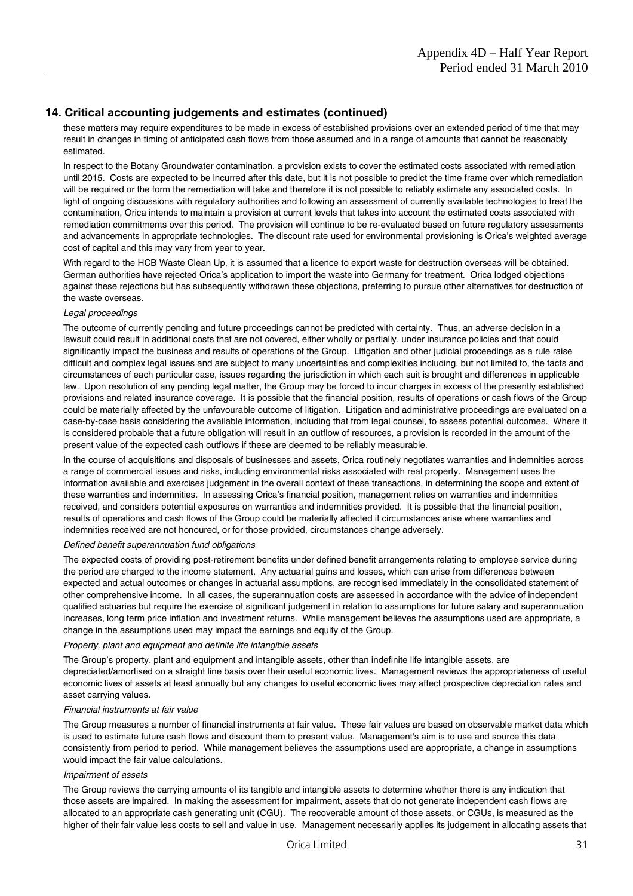## 14. Critical accounting judgements and estimates (continued)

these matters may require expenditures to be made in excess of established provisions over an extended period of time that may result in changes in timing of anticipated cash flows from those assumed and in a range of amounts that cannot be reasonably estimated.

In respect to the Botany Groundwater contamination, a provision exists to cover the estimated costs associated with remediation until 2015. Costs are expected to be incurred after this date, but it is not possible to predict the time frame over which remediation will be required or the form the remediation will take and therefore it is not possible to reliably estimate any associated costs. In light of ongoing discussions with regulatory authorities and following an assessment of currently available technologies to treat the contamination, Orica intends to maintain a provision at current levels that takes into account the estimated costs associated with remediation commitments over this period. The provision will continue to be re-evaluated based on future regulatory assessments and advancements in appropriate technologies. The discount rate used for environmental provisioning is Orica's weighted average cost of capital and this may vary from year to year.

With regard to the HCB Waste Clean Up, it is assumed that a licence to export waste for destruction overseas will be obtained. German authorities have rejected Orica's application to import the waste into Germany for treatment. Orica lodged objections against these rejections but has subsequently withdrawn these objections, preferring to pursue other alternatives for destruction of the waste overseas.

*Legal proceedings*

The outcome of currently pending and future proceedings cannot be predicted with certainty. Thus, an adverse decision in a lawsuit could result in additional costs that are not covered, either wholly or partially, under insurance policies and that could significantly impact the business and results of operations of the Group. Litigation and other judicial proceedings as a rule raise difficult and complex legal issues and are subject to many uncertainties and complexities including, but not limited to, the facts and circumstances of each particular case, issues regarding the jurisdiction in which each suit is brought and differences in applicable law. Upon resolution of any pending legal matter, the Group may be forced to incur charges in excess of the presently established provisions and related insurance coverage. It is possible that the financial position, results of operations or cash flows of the Group could be materially affected by the unfavourable outcome of litigation. Litigation and administrative proceedings are evaluated on a case-by-case basis considering the available information, including that from legal counsel, to assess potential outcomes. Where it is considered probable that a future obligation will result in an outflow of resources, a provision is recorded in the amount of the present value of the expected cash outflows if these are deemed to be reliably measurable.

In the course of acquisitions and disposals of businesses and assets, Orica routinely negotiates warranties and indemnities across a range of commercial issues and risks, including environmental risks associated with real property. Management uses the information available and exercises judgement in the overall context of these transactions, in determining the scope and extent of these warranties and indemnities. In assessing Orica's financial position, management relies on warranties and indemnities received, and considers potential exposures on warranties and indemnities provided. It is possible that the financial position, results of operations and cash flows of the Group could be materially affected if circumstances arise where warranties and indemnities received are not honoured, or for those provided, circumstances change adversely.

*Defined benefit superannuation fund obligations*

The expected costs of providing post-retirement benefits under defined benefit arrangements relating to employee service during the period are charged to the income statement. Any actuarial gains and losses, which can arise from differences between expected and actual outcomes or changes in actuarial assumptions, are recognised immediately in the consolidated statement of other comprehensive income. In all cases, the superannuation costs are assessed in accordance with the advice of independent qualified actuaries but require the exercise of significant judgement in relation to assumptions for future salary and superannuation increases, long term price inflation and investment returns. While management believes the assumptions used are appropriate, a change in the assumptions used may impact the earnings and equity of the Group.

*Property, plant and equipment and definite life intangible assets*

The Group's property, plant and equipment and intangible assets, other than indefinite life intangible assets, are depreciated/amortised on a straight line basis over their useful economic lives. Management reviews the appropriateness of useful economic lives of assets at least annually but any changes to useful economic lives may affect prospective depreciation rates and asset carrying values.

*Financial instruments at fair value*

The Group measures a number of financial instruments at fair value. These fair values are based on observable market data which is used to estimate future cash flows and discount them to present value. Management's aim is to use and source this data consistently from period to period. While management believes the assumptions used are appropriate, a change in assumptions would impact the fair value calculations.

*Impairment of assets*

The Group reviews the carrying amounts of its tangible and intangible assets to determine whether there is any indication that those assets are impaired. In making the assessment for impairment, assets that do not generate independent cash flows are allocated to an appropriate cash generating unit (CGU). The recoverable amount of those assets, or CGUs, is measured as the higher of their fair value less costs to sell and value in use. Management necessarily applies its judgement in allocating assets that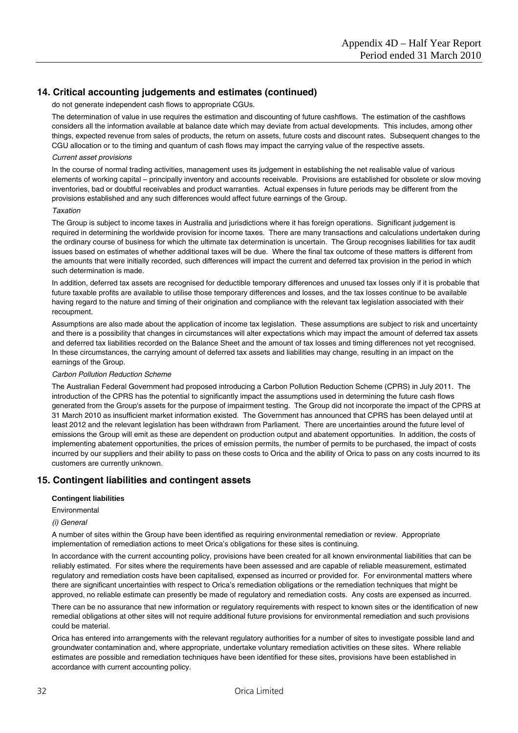## 14. Critical accounting judgements and estimates (continued)

do not generate independent cash flows to appropriate CGUs.

The determination of value in use requires the estimation and discounting of future cashflows. The estimation of the cashflows considers all the information available at balance date which may deviate from actual developments. This includes, among other things, expected revenue from sales of products, the return on assets, future costs and discount rates. Subsequent changes to the CGU allocation or to the timing and quantum of cash flows may impact the carrying value of the respective assets.

*Current asset provisions*

In the course of normal trading activities, management uses its judgement in establishing the net realisable value of various elements of working capital – principally inventory and accounts receivable. Provisions are established for obsolete or slow moving inventories, bad or doubtful receivables and product warranties. Actual expenses in future periods may be different from the provisions established and any such differences would affect future earnings of the Group.

*Taxation*

The Group is subject to income taxes in Australia and jurisdictions where it has foreign operations. Significant judgement is required in determining the worldwide provision for income taxes. There are many transactions and calculations undertaken during the ordinary course of business for which the ultimate tax determination is uncertain. The Group recognises liabilities for tax audit issues based on estimates of whether additional taxes will be due. Where the final tax outcome of these matters is different from the amounts that were initially recorded, such differences will impact the current and deferred tax provision in the period in which such determination is made.

In addition, deferred tax assets are recognised for deductible temporary differences and unused tax losses only if it is probable that future taxable profits are available to utilise those temporary differences and losses, and the tax losses continue to be available having regard to the nature and timing of their origination and compliance with the relevant tax legislation associated with their recoupment.

Assumptions are also made about the application of income tax legislation. These assumptions are subject to risk and uncertainty and there is a possibility that changes in circumstances will alter expectations which may impact the amount of deferred tax assets and deferred tax liabilities recorded on the Balance Sheet and the amount of tax losses and timing differences not yet recognised. In these circumstances, the carrying amount of deferred tax assets and liabilities may change, resulting in an impact on the earnings of the Group.

*Carbon Pollution Reduction Scheme*

The Australian Federal Government had proposed introducing a Carbon Pollution Reduction Scheme (CPRS) in July 2011. The introduction of the CPRS has the potential to significantly impact the assumptions used in determining the future cash flows generated from the Group's assets for the purpose of impairment testing. The Group did not incorporate the impact of the CPRS at 31 March 2010 as insufficient market information existed. The Government has announced that CPRS has been delayed until at least 2012 and the relevant legislation has been withdrawn from Parliament. There are uncertainties around the future level of emissions the Group will emit as these are dependent on production output and abatement opportunities. In addition, the costs of implementing abatement opportunities, the prices of emission permits, the number of permits to be purchased, the impact of costs incurred by our suppliers and their ability to pass on these costs to Orica and the ability of Orica to pass on any costs incurred to its customers are currently unknown.

## 15. Contingent liabilities and contingent assets

**Contingent liabilities**

Environmental

*(i) General*

A number of sites within the Group have been identified as requiring environmental remediation or review. Appropriate implementation of remediation actions to meet Orica's obligations for these sites is continuing.

In accordance with the current accounting policy, provisions have been created for all known environmental liabilities that can be reliably estimated. For sites where the requirements have been assessed and are capable of reliable measurement, estimated regulatory and remediation costs have been capitalised, expensed as incurred or provided for. For environmental matters where there are significant uncertainties with respect to Orica's remediation obligations or the remediation techniques that might be approved, no reliable estimate can presently be made of regulatory and remediation costs. Any costs are expensed as incurred.

There can be no assurance that new information or regulatory requirements with respect to known sites or the identification of new remedial obligations at other sites will not require additional future provisions for environmental remediation and such provisions could be material.

Orica has entered into arrangements with the relevant regulatory authorities for a number of sites to investigate possible land and groundwater contamination and, where appropriate, undertake voluntary remediation activities on these sites. Where reliable estimates are possible and remediation techniques have been identified for these sites, provisions have been established in accordance with current accounting policy.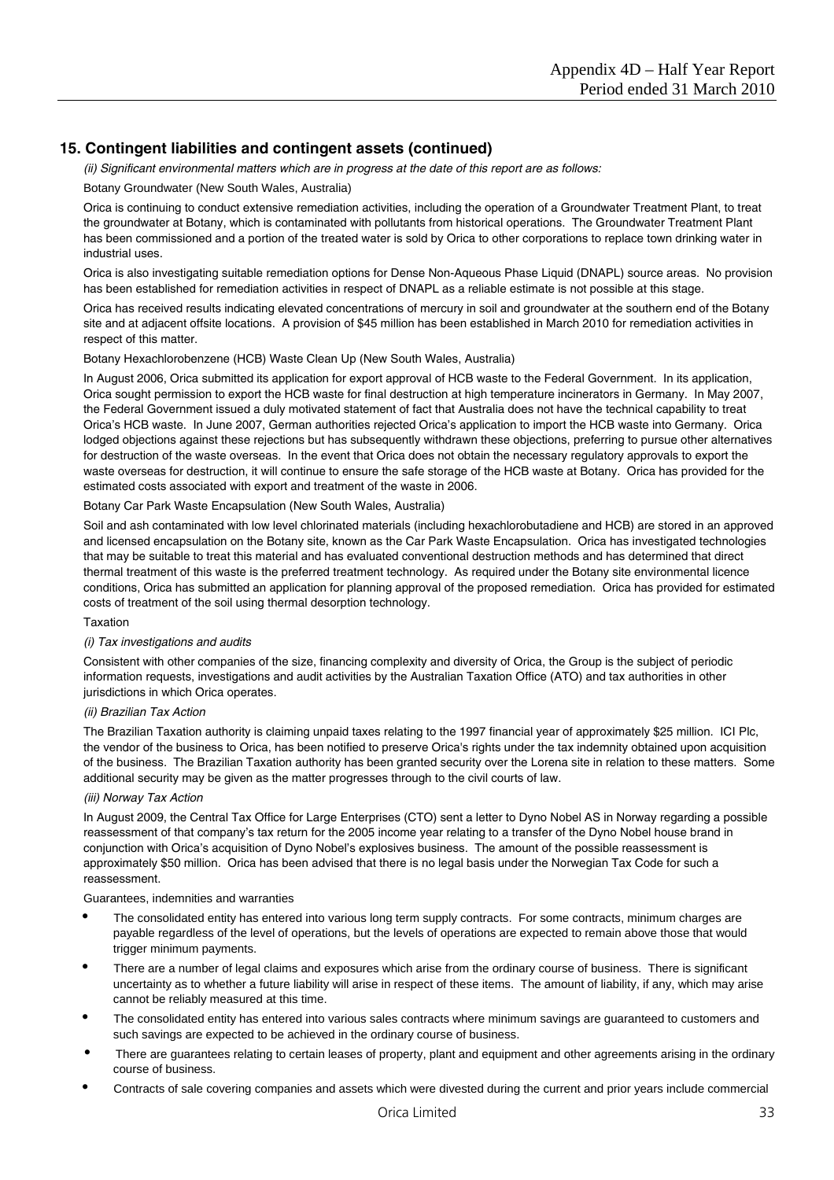## 15. Contingent liabilities and contingent assets (continued)

*(ii) Significant environmental matters which are in progress at the date of this report are as follows:*

Botany Groundwater (New South Wales, Australia)

Orica is continuing to conduct extensive remediation activities, including the operation of a Groundwater Treatment Plant, to treat the groundwater at Botany, which is contaminated with pollutants from historical operations. The Groundwater Treatment Plant has been commissioned and a portion of the treated water is sold by Orica to other corporations to replace town drinking water in industrial uses.

Orica is also investigating suitable remediation options for Dense Non-Aqueous Phase Liquid (DNAPL) source areas. No provision has been established for remediation activities in respect of DNAPL as a reliable estimate is not possible at this stage.

Orica has received results indicating elevated concentrations of mercury in soil and groundwater at the southern end of the Botany site and at adjacent offsite locations. A provision of $45 million has been established in March 2010 for remediation activities in respect of this matter.

Botany Hexachlorobenzene (HCB) Waste Clean Up (New South Wales, Australia)

In August 2006, Orica submitted its application for export approval of HCB waste to the Federal Government. In its application, Orica sought permission to export the HCB waste for final destruction at high temperature incinerators in Germany. In May 2007, the Federal Government issued a duly motivated statement of fact that Australia does not have the technical capability to treat Orica's HCB waste. In June 2007, German authorities rejected Orica's application to import the HCB waste into Germany. Orica lodged objections against these rejections but has subsequently withdrawn these objections, preferring to pursue other alternatives for destruction of the waste overseas. In the event that Orica does not obtain the necessary regulatory approvals to export the waste overseas for destruction, it will continue to ensure the safe storage of the HCB waste at Botany. Orica has provided for the estimated costs associated with export and treatment of the waste in 2006.

Botany Car Park Waste Encapsulation (New South Wales, Australia)

Soil and ash contaminated with low level chlorinated materials (including hexachlorobutadiene and HCB) are stored in an approved and licensed encapsulation on the Botany site, known as the Car Park Waste Encapsulation. Orica has investigated technologies that may be suitable to treat this material and has evaluated conventional destruction methods and has determined that direct thermal treatment of this waste is the preferred treatment technology. As required under the Botany site environmental licence conditions, Orica has submitted an application for planning approval of the proposed remediation. Orica has provided for estimated costs of treatment of the soil using thermal desorption technology.

Taxation

*(i) Tax investigations and audits*

Consistent with other companies of the size, financing complexity and diversity of Orica, the Group is the subject of periodic information requests, investigations and audit activities by the Australian Taxation Office (ATO) and tax authorities in other jurisdictions in which Orica operates.

*(ii) Brazilian Tax Action*

The Brazilian Taxation authority is claiming unpaid taxes relating to the 1997 financial year of approximately $25 million. ICI Plc, the vendor of the business to Orica, has been notified to preserve Orica's rights under the tax indemnity obtained upon acquisition of the business. The Brazilian Taxation authority has been granted security over the Lorena site in relation to these matters. Some additional security may be given as the matter progresses through to the civil courts of law.

*(iii) Norway Tax Action*

In August 2009, the Central Tax Office for Large Enterprises (CTO) sent a letter to Dyno Nobel AS in Norway regarding a possible reassessment of that company's tax return for the 2005 income year relating to a transfer of the Dyno Nobel house brand in conjunction with Orica's acquisition of Dyno Nobel's explosives business. The amount of the possible reassessment is approximately $50 million. Orica has been advised that there is no legal basis under the Norwegian Tax Code for such a reassessment.

Guarantees, indemnities and warranties

- The consolidated entity has entered into various long term supply contracts. For some contracts, minimum charges are payable regardless of the level of operations, but the levels of operations are expected to remain above those that would trigger minimum payments.
- There are a number of legal claims and exposures which arise from the ordinary course of business. There is significant uncertainty as to whether a future liability will arise in respect of these items. The amount of liability, if any, which may arise cannot be reliably measured at this time.
- The consolidated entity has entered into various sales contracts where minimum savings are guaranteed to customers and such savings are expected to be achieved in the ordinary course of business.
- There are guarantees relating to certain leases of property, plant and equipment and other agreements arising in the ordinary course of business.
- Contracts of sale covering companies and assets which were divested during the current and prior years include commercial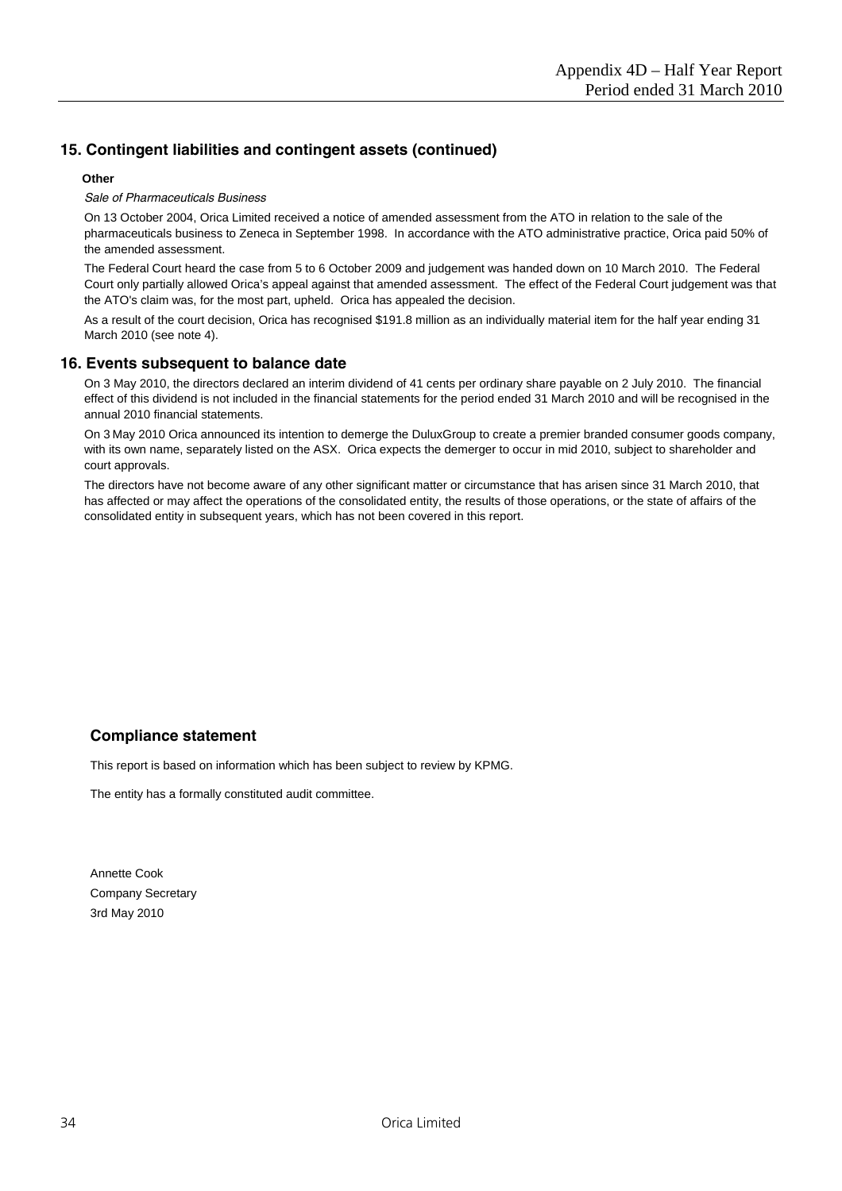## 15. Contingent liabilities and contingent assets (continued)

**Other**

*Sale of Pharmaceuticals Business*

On 13 October 2004, Orica Limited received a notice of amended assessment from the ATO in relation to the sale of the pharmaceuticals business to Zeneca in September 1998. In accordance with the ATO administrative practice, Orica paid 50% of the amended assessment.

The Federal Court heard the case from 5 to 6 October 2009 and judgement was handed down on 10 March 2010. The Federal Court only partially allowed Orica's appeal against that amended assessment. The effect of the Federal Court judgement was that the ATO's claim was, for the most part, upheld. Orica has appealed the decision.

As a result of the court decision, Orica has recognised $191.8 million as an individually material item for the half year ending 31 March 2010 (see note 4).

## 16. Events subsequent to balance date

On 3 May 2010, the directors declared an interim dividend of 41 cents per ordinary share payable on 2 July 2010. The financial effect of this dividend is not included in the financial statements for the period ended 31 March 2010 and will be recognised in the annual 2010 financial statements.

On 3 May 2010 Orica announced its intention to demerge the DuluxGroup to create a premier branded consumer goods company, with its own name, separately listed on the ASX. Orica expects the demerger to occur in mid 2010, subject to shareholder and court approvals.

The directors have not become aware of any other significant matter or circumstance that has arisen since 31 March 2010, that has affected or may affect the operations of the consolidated entity, the results of those operations, or the state of affairs of the consolidated entity in subsequent years, which has not been covered in this report.

## Compliance statement

This report is based on information which has been subject to review by KPMG.

The entity has a formally constituted audit committee.

Annette Cook
Company Secretary
3rd May 2010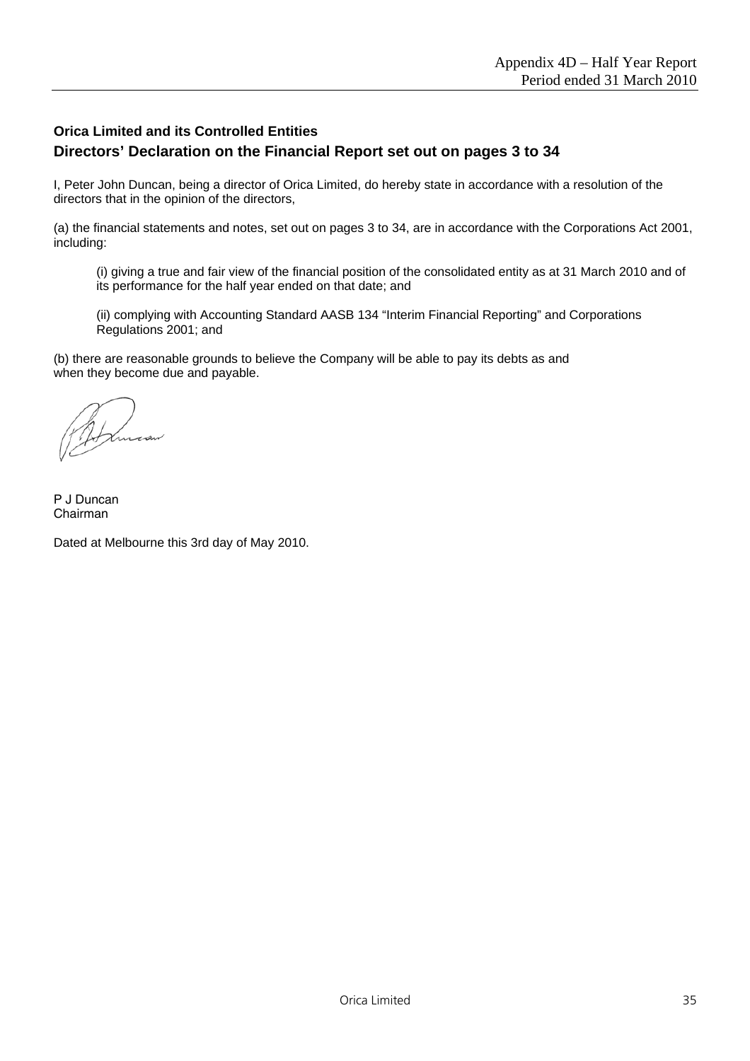**Orica Limited and its Controlled Entities**

## Directors' Declaration on the Financial Report set out on pages 3 to 34

I, Peter John Duncan, being a director of Orica Limited, do hereby state in accordance with a resolution of the directors that in the opinion of the directors,

(a) the financial statements and notes, set out on pages 3 to 34, are in accordance with the Corporations Act 2001, including:

(i) giving a true and fair view of the financial position of the consolidated entity as at 31 March 2010 and of its performance for the half year ended on that date; and

(ii) complying with Accounting Standard AASB 134 "Interim Financial Reporting" and Corporations Regulations 2001; and

(b) there are reasonable grounds to believe the Company will be able to pay its debts as and when they become due and payable.

P J Duncan
Chairman

Dated at Melbourne this 3rd day of May 2010.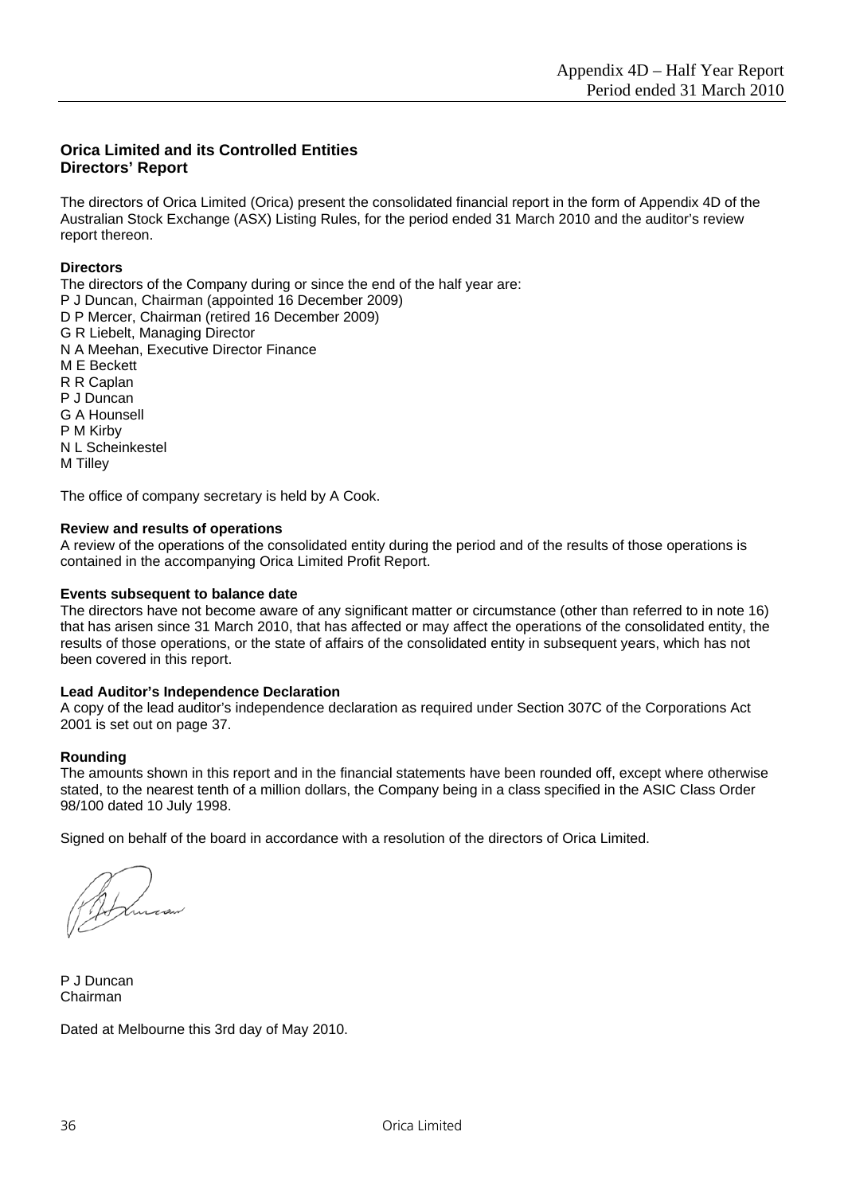## Orica Limited and its Controlled Entities
## Directors' Report

The directors of Orica Limited (Orica) present the consolidated financial report in the form of Appendix 4D of the Australian Stock Exchange (ASX) Listing Rules, for the period ended 31 March 2010 and the auditor's review report thereon.

**Directors**

The directors of the Company during or since the end of the half year are:
P J Duncan, Chairman (appointed 16 December 2009)
D P Mercer, Chairman (retired 16 December 2009)
G R Liebelt, Managing Director
N A Meehan, Executive Director Finance
M E Beckett
R R Caplan
P J Duncan
G A Hounsell
P M Kirby
N L Scheinkestel
M Tilley

The office of company secretary is held by A Cook.

**Review and results of operations**

A review of the operations of the consolidated entity during the period and of the results of those operations is contained in the accompanying Orica Limited Profit Report.

**Events subsequent to balance date**

The directors have not become aware of any significant matter or circumstance (other than referred to in note 16) that has arisen since 31 March 2010, that has affected or may affect the operations of the consolidated entity, the results of those operations, or the state of affairs of the consolidated entity in subsequent years, which has not been covered in this report.

**Lead Auditor's Independence Declaration**

A copy of the lead auditor's independence declaration as required under Section 307C of the Corporations Act 2001 is set out on page 37.

**Rounding**

The amounts shown in this report and in the financial statements have been rounded off, except where otherwise stated, to the nearest tenth of a million dollars, the Company being in a class specified in the ASIC Class Order 98/100 dated 10 July 1998.

Signed on behalf of the board in accordance with a resolution of the directors of Orica Limited.

P J Duncan
Chairman

Dated at Melbourne this 3rd day of May 2010.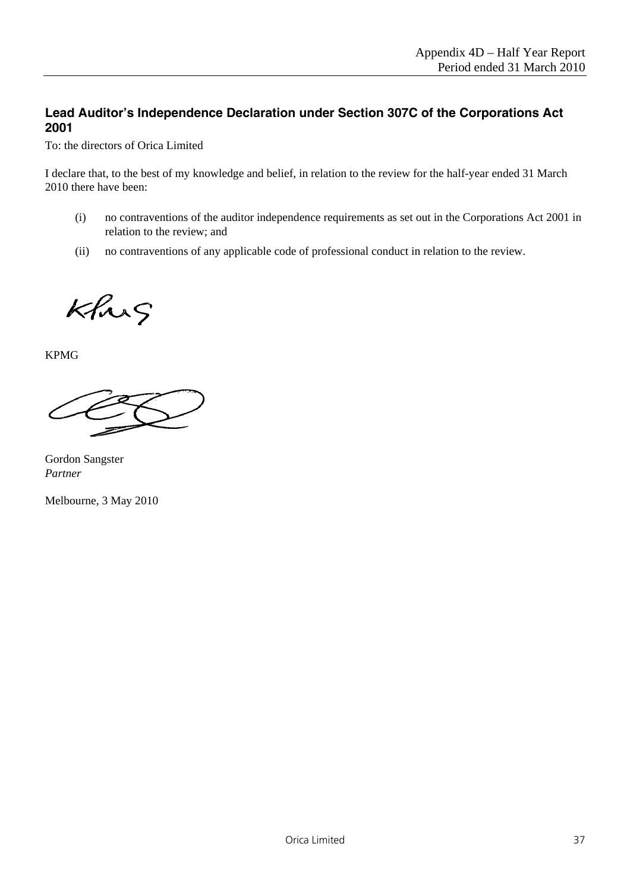## Lead Auditor's Independence Declaration under Section 307C of the Corporations Act 2001

To: the directors of Orica Limited

I declare that, to the best of my knowledge and belief, in relation to the review for the half-year ended 31 March 2010 there have been:

(i) no contraventions of the auditor independence requirements as set out in the Corporations Act 2001 in relation to the review; and

(ii) no contraventions of any applicable code of professional conduct in relation to the review.

KPMG

Gordon Sangster
*Partner*

Melbourne, 3 May 2010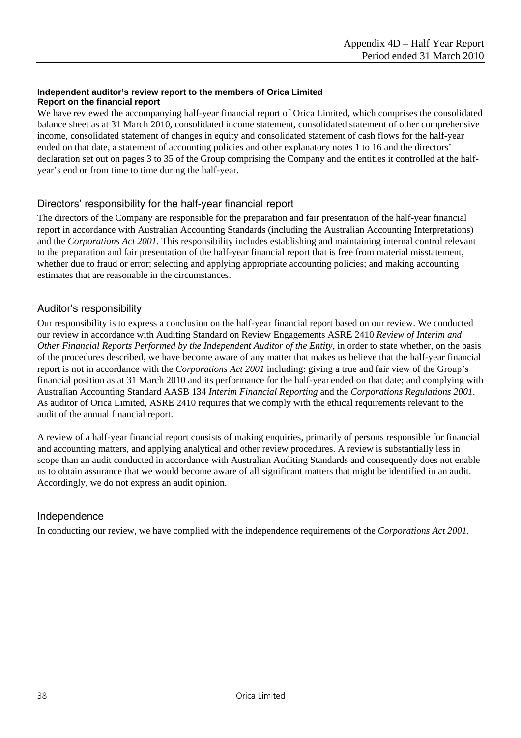**Independent auditor's review report to the members of Orica Limited**
**Report on the financial report**

We have reviewed the accompanying half-year financial report of Orica Limited, which comprises the consolidated balance sheet as at 31 March 2010, consolidated income statement, consolidated statement of other comprehensive income, consolidated statement of changes in equity and consolidated statement of cash flows for the half-year ended on that date, a statement of accounting policies and other explanatory notes 1 to 16 and the directors' declaration set out on pages 3 to 35 of the Group comprising the Company and the entities it controlled at the half-year's end or from time to time during the half-year.

## Directors' responsibility for the half-year financial report

The directors of the Company are responsible for the preparation and fair presentation of the half-year financial report in accordance with Australian Accounting Standards (including the Australian Accounting Interpretations) and the *Corporations Act 2001*. This responsibility includes establishing and maintaining internal control relevant to the preparation and fair presentation of the half-year financial report that is free from material misstatement, whether due to fraud or error; selecting and applying appropriate accounting policies; and making accounting estimates that are reasonable in the circumstances.

## Auditor's responsibility

Our responsibility is to express a conclusion on the half-year financial report based on our review. We conducted our review in accordance with Auditing Standard on Review Engagements ASRE 2410 *Review of Interim and Other Financial Reports Performed by the Independent Auditor of the Entity*, in order to state whether, on the basis of the procedures described, we have become aware of any matter that makes us believe that the half-year financial report is not in accordance with the *Corporations Act 2001* including: giving a true and fair view of the Group's financial position as at 31 March 2010 and its performance for the half-year ended on that date; and complying with Australian Accounting Standard AASB 134 *Interim Financial Reporting* and the *Corporations Regulations 2001*. As auditor of Orica Limited, ASRE 2410 requires that we comply with the ethical requirements relevant to the audit of the annual financial report.

A review of a half-year financial report consists of making enquiries, primarily of persons responsible for financial and accounting matters, and applying analytical and other review procedures. A review is substantially less in scope than an audit conducted in accordance with Australian Auditing Standards and consequently does not enable us to obtain assurance that we would become aware of all significant matters that might be identified in an audit. Accordingly, we do not express an audit opinion.

## Independence

In conducting our review, we have complied with the independence requirements of the *Corporations Act 2001*.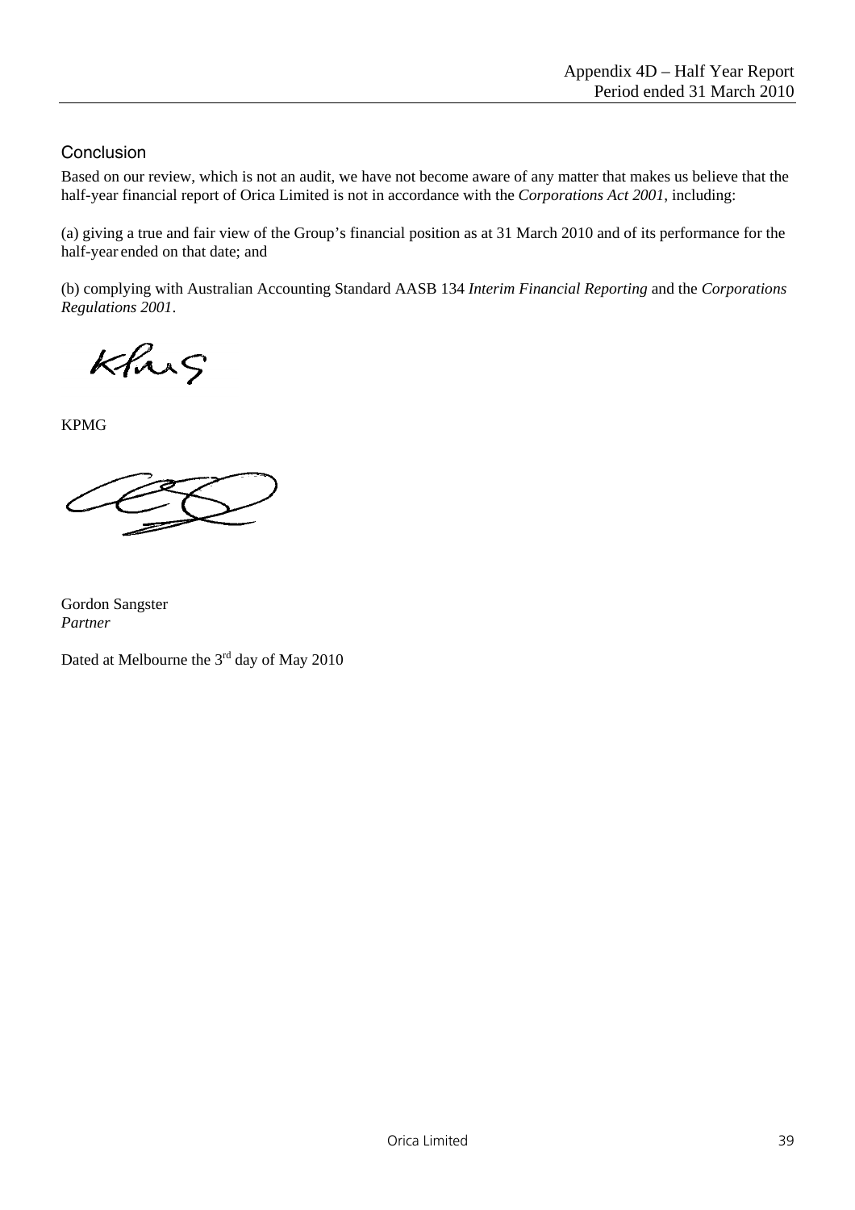## Conclusion

Based on our review, which is not an audit, we have not become aware of any matter that makes us believe that the half-year financial report of Orica Limited is not in accordance with the *Corporations Act 2001*, including:

(a) giving a true and fair view of the Group's financial position as at 31 March 2010 and of its performance for the half-year ended on that date; and

(b) complying with Australian Accounting Standard AASB 134 *Interim Financial Reporting* and the *Corporations Regulations 2001*.

KPMG

Gordon Sangster
*Partner*

Dated at Melbourne the 3rd day of May 2010